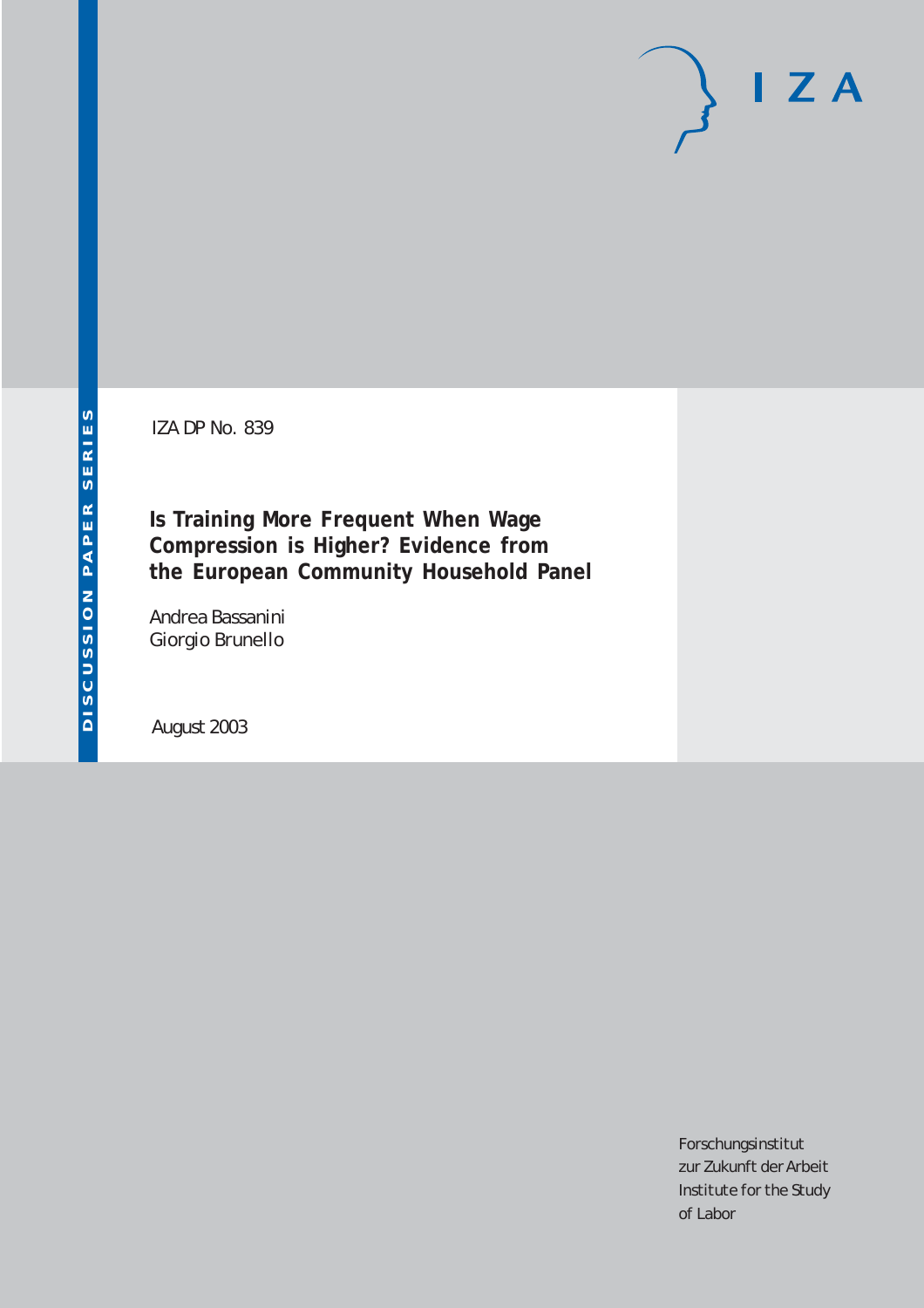IZA DP No. 839

# Is Training More Frequent When Wage Compression is Higher? Evidence from the European Community Household Panel

Andrea Bassanini
Giorgio Brunello

August 2003

DISCUSSION PAPER SERIES

IZA

Forschungsinstitut
zur Zukunft der Arbeit
Institute for the Study
of Labor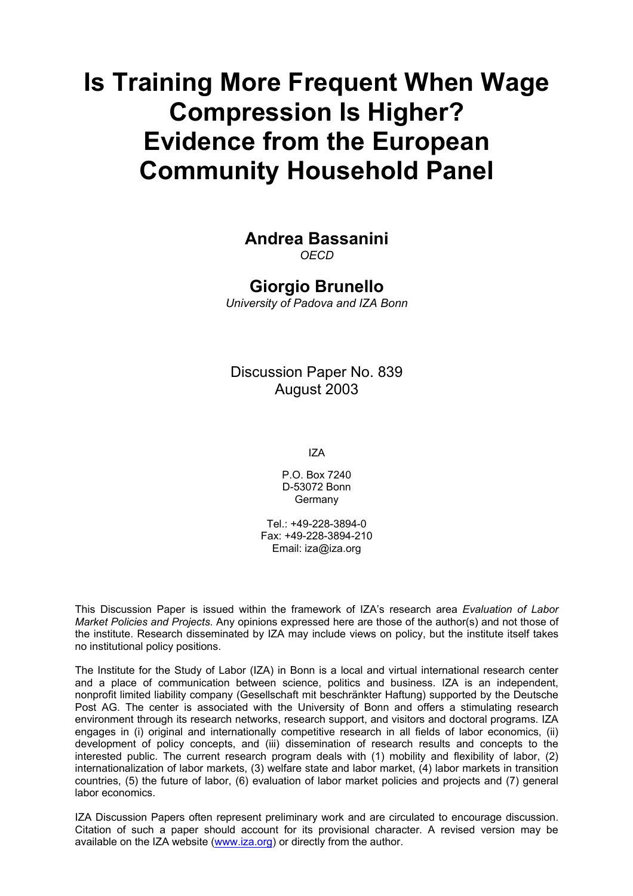# Is Training More Frequent When Wage Compression Is Higher? Evidence from the European Community Household Panel

**Andrea Bassanini**
*OECD*

**Giorgio Brunello**
*University of Padova and IZA Bonn*

Discussion Paper No. 839
August 2003

IZA

P.O. Box 7240
D-53072 Bonn
Germany

Tel.: +49-228-3894-0
Fax: +49-228-3894-210
Email: iza@iza.org

This Discussion Paper is issued within the framework of IZA's research area *Evaluation of Labor Market Policies and Projects.* Any opinions expressed here are those of the author(s) and not those of the institute. Research disseminated by IZA may include views on policy, but the institute itself takes no institutional policy positions.

The Institute for the Study of Labor (IZA) in Bonn is a local and virtual international research center and a place of communication between science, politics and business. IZA is an independent, nonprofit limited liability company (Gesellschaft mit beschränkter Haftung) supported by the Deutsche Post AG. The center is associated with the University of Bonn and offers a stimulating research environment through its research networks, research support, and visitors and doctoral programs. IZA engages in (i) original and internationally competitive research in all fields of labor economics, (ii) development of policy concepts, and (iii) dissemination of research results and concepts to the interested public. The current research program deals with (1) mobility and flexibility of labor, (2) internationalization of labor markets, (3) welfare state and labor market, (4) labor markets in transition countries, (5) the future of labor, (6) evaluation of labor market policies and projects and (7) general labor economics.

IZA Discussion Papers often represent preliminary work and are circulated to encourage discussion. Citation of such a paper should account for its provisional character. A revised version may be available on the IZA website (www.iza.org) or directly from the author.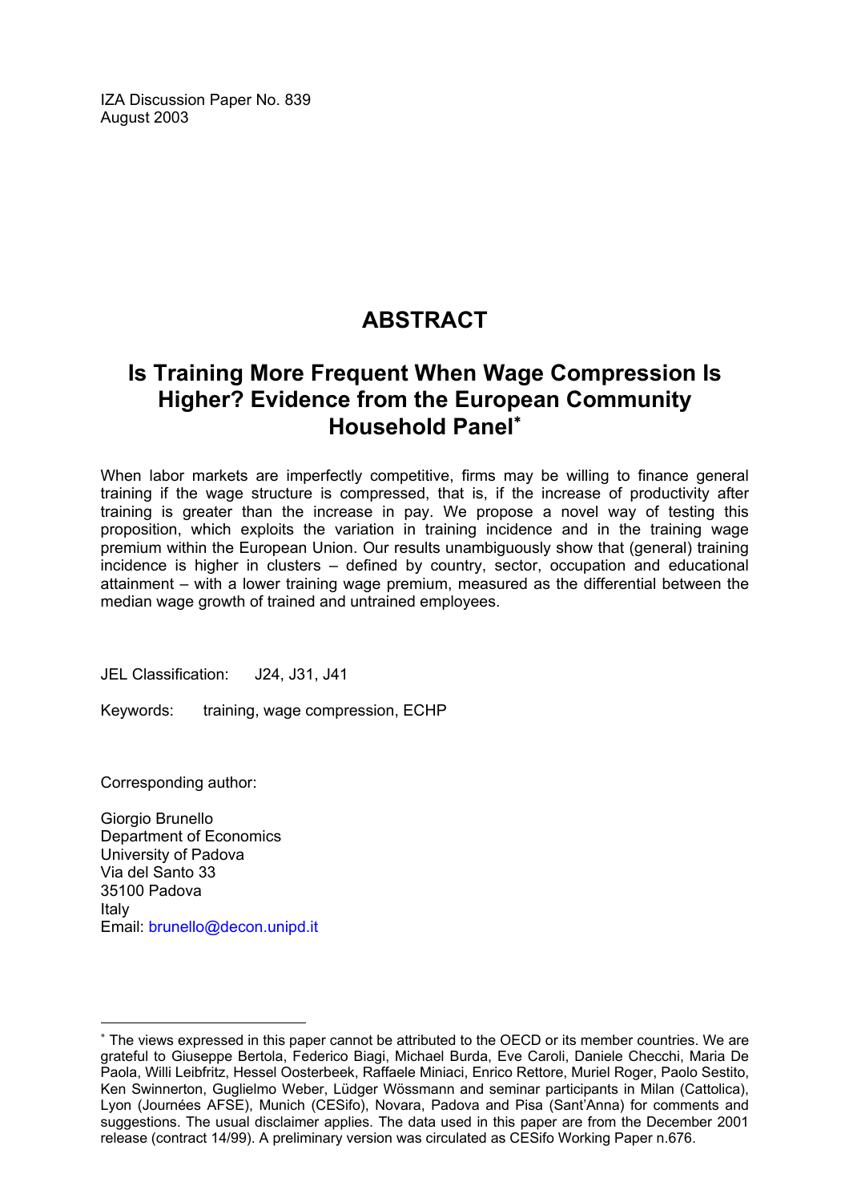IZA Discussion Paper No. 839
August 2003

# ABSTRACT

## Is Training More Frequent When Wage Compression Is Higher? Evidence from the European Community Household Panel[*]

When labor markets are imperfectly competitive, firms may be willing to finance general training if the wage structure is compressed, that is, if the increase of productivity after training is greater than the increase in pay. We propose a novel way of testing this proposition, which exploits the variation in training incidence and in the training wage premium within the European Union. Our results unambiguously show that (general) training incidence is higher in clusters – defined by country, sector, occupation and educational attainment – with a lower training wage premium, measured as the differential between the median wage growth of trained and untrained employees.

JEL Classification: J24, J31, J41

Keywords: training, wage compression, ECHP

Corresponding author:

Giorgio Brunello
Department of Economics
University of Padova
Via del Santo 33
35100 Padova
Italy
Email: brunello@decon.unipd.it

---

[*] The views expressed in this paper cannot be attributed to the OECD or its member countries. We are grateful to Giuseppe Bertola, Federico Biagi, Michael Burda, Eve Caroli, Daniele Checchi, Maria De Paola, Willi Leibfritz, Hessel Oosterbeek, Raffaele Miniaci, Enrico Rettore, Muriel Roger, Paolo Sestito, Ken Swinnerton, Guglielmo Weber, Lüdger Wössmann and seminar participants in Milan (Cattolica), Lyon (Journées AFSE), Munich (CESifo), Novara, Padova and Pisa (Sant'Anna) for comments and suggestions. The usual disclaimer applies. The data used in this paper are from the December 2001 release (contract 14/99). A preliminary version was circulated as CESifo Working Paper n.676.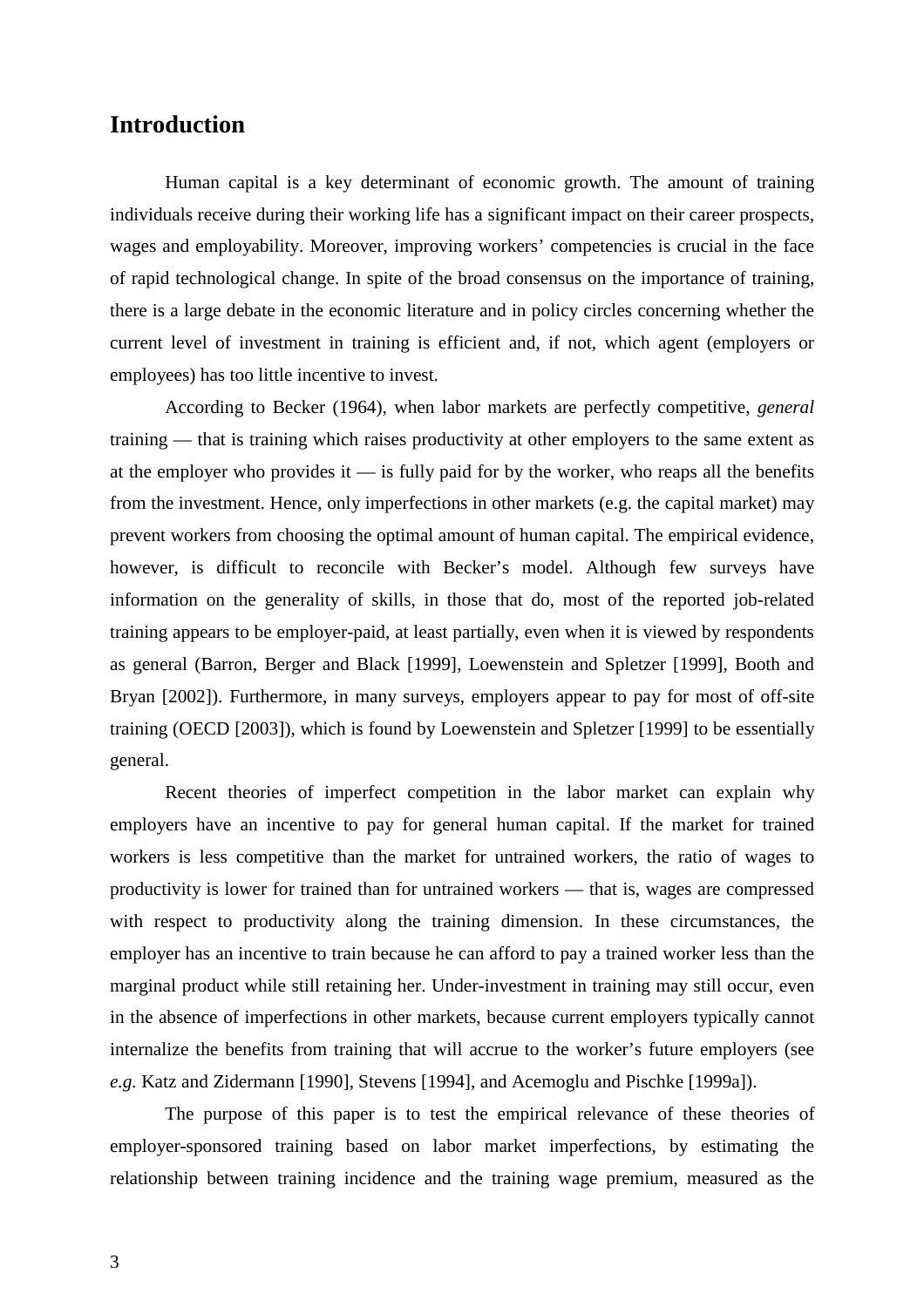# Introduction

Human capital is a key determinant of economic growth. The amount of training individuals receive during their working life has a significant impact on their career prospects, wages and employability. Moreover, improving workers' competencies is crucial in the face of rapid technological change. In spite of the broad consensus on the importance of training, there is a large debate in the economic literature and in policy circles concerning whether the current level of investment in training is efficient and, if not, which agent (employers or employees) has too little incentive to invest.

According to Becker (1964), when labor markets are perfectly competitive, *general* training — that is training which raises productivity at other employers to the same extent as at the employer who provides it — is fully paid for by the worker, who reaps all the benefits from the investment. Hence, only imperfections in other markets (e.g. the capital market) may prevent workers from choosing the optimal amount of human capital. The empirical evidence, however, is difficult to reconcile with Becker's model. Although few surveys have information on the generality of skills, in those that do, most of the reported job-related training appears to be employer-paid, at least partially, even when it is viewed by respondents as general (Barron, Berger and Black [1999], Loewenstein and Spletzer [1999], Booth and Bryan [2002]). Furthermore, in many surveys, employers appear to pay for most of off-site training (OECD [2003]), which is found by Loewenstein and Spletzer [1999] to be essentially general.

Recent theories of imperfect competition in the labor market can explain why employers have an incentive to pay for general human capital. If the market for trained workers is less competitive than the market for untrained workers, the ratio of wages to productivity is lower for trained than for untrained workers — that is, wages are compressed with respect to productivity along the training dimension. In these circumstances, the employer has an incentive to train because he can afford to pay a trained worker less than the marginal product while still retaining her. Under-investment in training may still occur, even in the absence of imperfections in other markets, because current employers typically cannot internalize the benefits from training that will accrue to the worker's future employers (see *e.g.* Katz and Zidermann [1990], Stevens [1994], and Acemoglu and Pischke [1999a]).

The purpose of this paper is to test the empirical relevance of these theories of employer-sponsored training based on labor market imperfections, by estimating the relationship between training incidence and the training wage premium, measured as the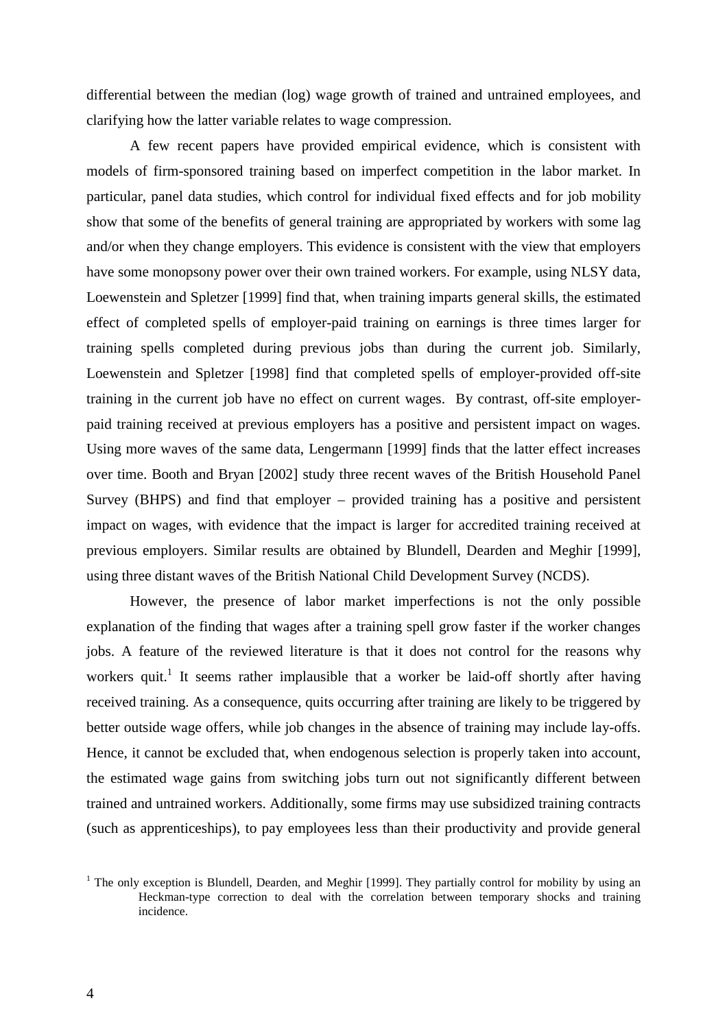differential between the median (log) wage growth of trained and untrained employees, and clarifying how the latter variable relates to wage compression.

A few recent papers have provided empirical evidence, which is consistent with models of firm-sponsored training based on imperfect competition in the labor market. In particular, panel data studies, which control for individual fixed effects and for job mobility show that some of the benefits of general training are appropriated by workers with some lag and/or when they change employers. This evidence is consistent with the view that employers have some monopsony power over their own trained workers. For example, using NLSY data, Loewenstein and Spletzer [1999] find that, when training imparts general skills, the estimated effect of completed spells of employer-paid training on earnings is three times larger for training spells completed during previous jobs than during the current job. Similarly, Loewenstein and Spletzer [1998] find that completed spells of employer-provided off-site training in the current job have no effect on current wages. By contrast, off-site employer-paid training received at previous employers has a positive and persistent impact on wages. Using more waves of the same data, Lengermann [1999] finds that the latter effect increases over time. Booth and Bryan [2002] study three recent waves of the British Household Panel Survey (BHPS) and find that employer – provided training has a positive and persistent impact on wages, with evidence that the impact is larger for accredited training received at previous employers. Similar results are obtained by Blundell, Dearden and Meghir [1999], using three distant waves of the British National Child Development Survey (NCDS).

However, the presence of labor market imperfections is not the only possible explanation of the finding that wages after a training spell grow faster if the worker changes jobs. A feature of the reviewed literature is that it does not control for the reasons why workers quit.[1] It seems rather implausible that a worker be laid-off shortly after having received training. As a consequence, quits occurring after training are likely to be triggered by better outside wage offers, while job changes in the absence of training may include lay-offs. Hence, it cannot be excluded that, when endogenous selection is properly taken into account, the estimated wage gains from switching jobs turn out not significantly different between trained and untrained workers. Additionally, some firms may use subsidized training contracts (such as apprenticeships), to pay employees less than their productivity and provide general

[1] The only exception is Blundell, Dearden, and Meghir [1999]. They partially control for mobility by using an Heckman-type correction to deal with the correlation between temporary shocks and training incidence.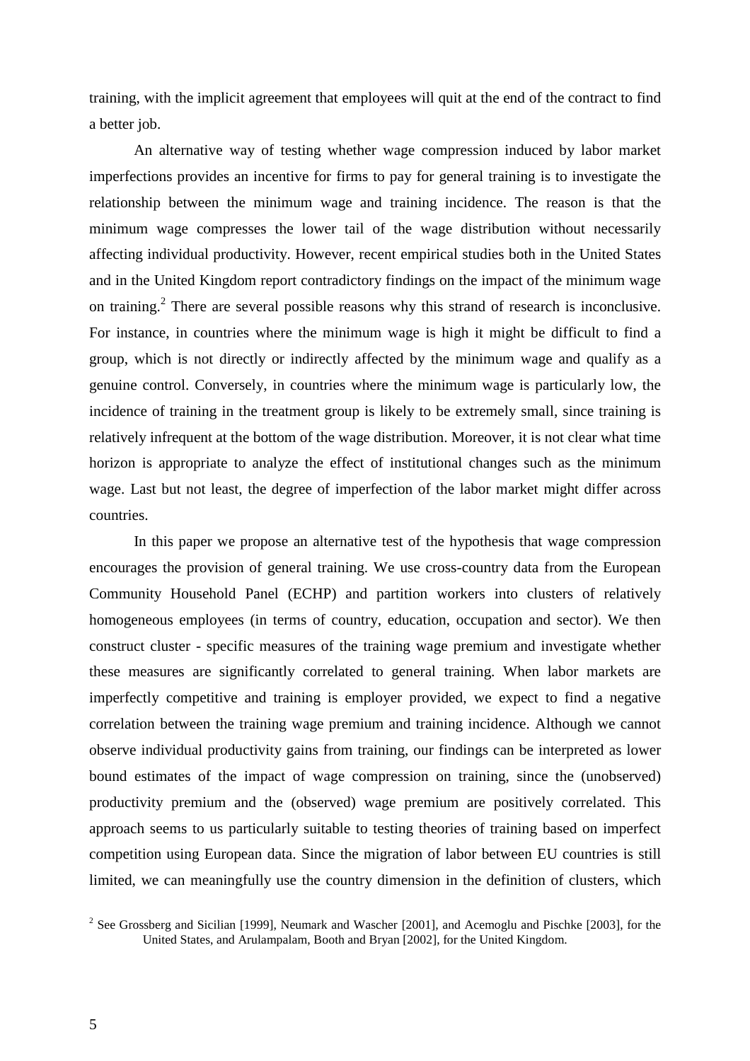training, with the implicit agreement that employees will quit at the end of the contract to find a better job.

An alternative way of testing whether wage compression induced by labor market imperfections provides an incentive for firms to pay for general training is to investigate the relationship between the minimum wage and training incidence. The reason is that the minimum wage compresses the lower tail of the wage distribution without necessarily affecting individual productivity. However, recent empirical studies both in the United States and in the United Kingdom report contradictory findings on the impact of the minimum wage on training.[2] There are several possible reasons why this strand of research is inconclusive. For instance, in countries where the minimum wage is high it might be difficult to find a group, which is not directly or indirectly affected by the minimum wage and qualify as a genuine control. Conversely, in countries where the minimum wage is particularly low, the incidence of training in the treatment group is likely to be extremely small, since training is relatively infrequent at the bottom of the wage distribution. Moreover, it is not clear what time horizon is appropriate to analyze the effect of institutional changes such as the minimum wage. Last but not least, the degree of imperfection of the labor market might differ across countries.

In this paper we propose an alternative test of the hypothesis that wage compression encourages the provision of general training. We use cross-country data from the European Community Household Panel (ECHP) and partition workers into clusters of relatively homogeneous employees (in terms of country, education, occupation and sector). We then construct cluster - specific measures of the training wage premium and investigate whether these measures are significantly correlated to general training. When labor markets are imperfectly competitive and training is employer provided, we expect to find a negative correlation between the training wage premium and training incidence. Although we cannot observe individual productivity gains from training, our findings can be interpreted as lower bound estimates of the impact of wage compression on training, since the (unobserved) productivity premium and the (observed) wage premium are positively correlated. This approach seems to us particularly suitable to testing theories of training based on imperfect competition using European data. Since the migration of labor between EU countries is still limited, we can meaningfully use the country dimension in the definition of clusters, which

[2] See Grossberg and Sicilian [1999], Neumark and Wascher [2001], and Acemoglu and Pischke [2003], for the United States, and Arulampalam, Booth and Bryan [2002], for the United Kingdom.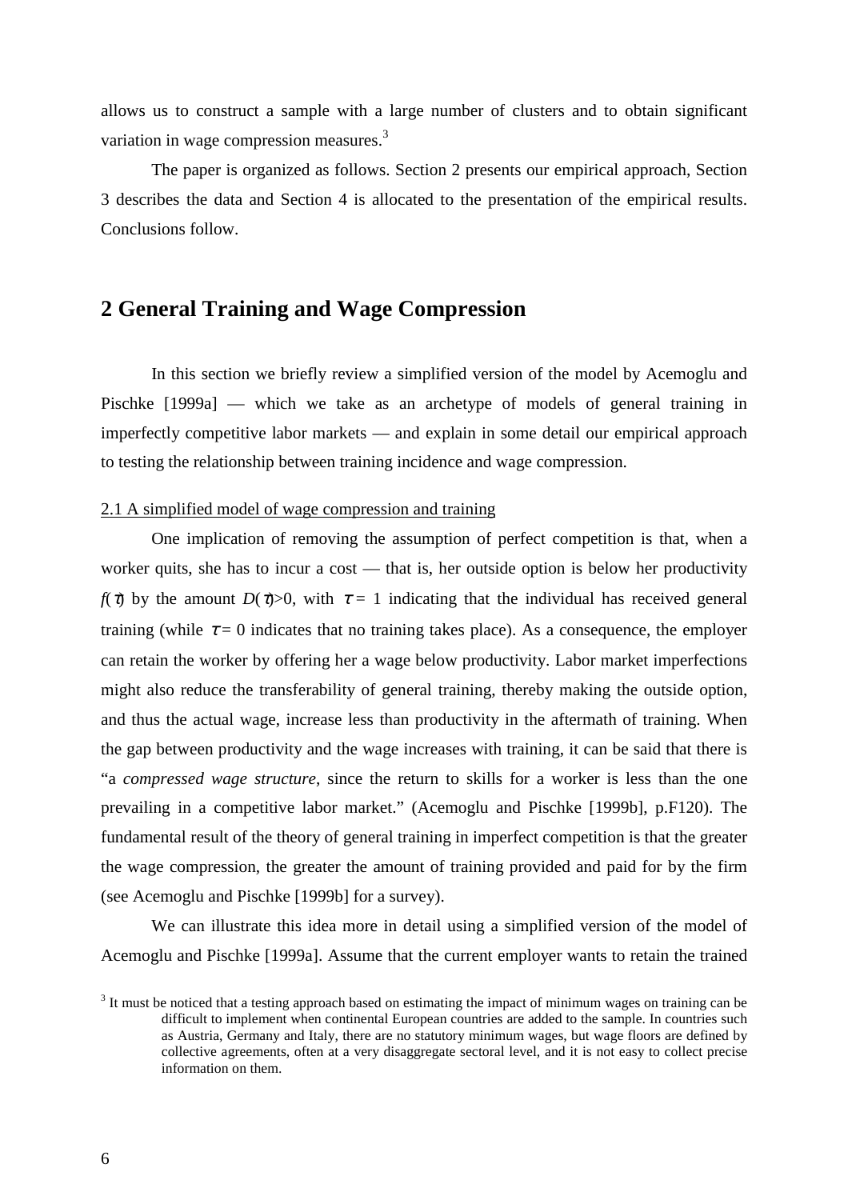allows us to construct a sample with a large number of clusters and to obtain significant variation in wage compression measures.[3]

The paper is organized as follows. Section 2 presents our empirical approach, Section 3 describes the data and Section 4 is allocated to the presentation of the empirical results. Conclusions follow.

## 2 General Training and Wage Compression

In this section we briefly review a simplified version of the model by Acemoglu and Pischke [1999a] — which we take as an archetype of models of general training in imperfectly competitive labor markets — and explain in some detail our empirical approach to testing the relationship between training incidence and wage compression.

### 2.1 A simplified model of wage compression and training

One implication of removing the assumption of perfect competition is that, when a worker quits, she has to incur a cost — that is, her outside option is below her productivity $f(\tau)$ by the amount $D(\tau)>0$, with $\tau = 1$ indicating that the individual has received general training (while $\tau = 0$ indicates that no training takes place). As a consequence, the employer can retain the worker by offering her a wage below productivity. Labor market imperfections might also reduce the transferability of general training, thereby making the outside option, and thus the actual wage, increase less than productivity in the aftermath of training. When the gap between productivity and the wage increases with training, it can be said that there is "a *compressed wage structure*, since the return to skills for a worker is less than the one prevailing in a competitive labor market." (Acemoglu and Pischke [1999b], p.F120). The fundamental result of the theory of general training in imperfect competition is that the greater the wage compression, the greater the amount of training provided and paid for by the firm (see Acemoglu and Pischke [1999b] for a survey).

We can illustrate this idea more in detail using a simplified version of the model of Acemoglu and Pischke [1999a]. Assume that the current employer wants to retain the trained

[3] It must be noticed that a testing approach based on estimating the impact of minimum wages on training can be difficult to implement when continental European countries are added to the sample. In countries such as Austria, Germany and Italy, there are no statutory minimum wages, but wage floors are defined by collective agreements, often at a very disaggregate sectoral level, and it is not easy to collect precise information on them.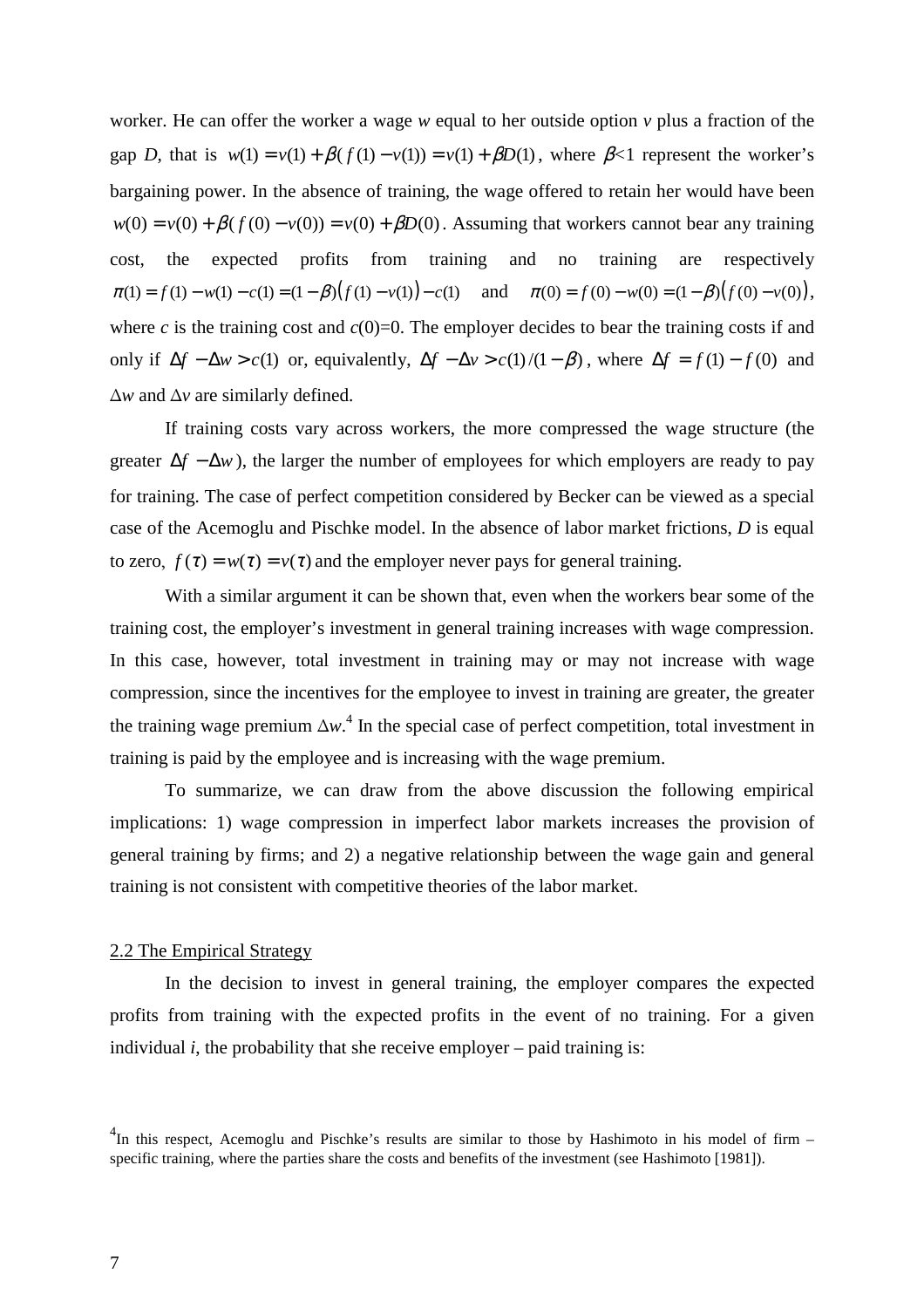worker. He can offer the worker a wage $w$ equal to her outside option $v$ plus a fraction of the gap $D$, that is $w(1) = v(1) + \beta( f(1) - v(1)) = v(1) + \beta D(1)$, where $\beta$<1 represent the worker's bargaining power. In the absence of training, the wage offered to retain her would have been $w(0) = v(0) + \beta( f(0) - v(0)) = v(0) + \beta D(0)$. Assuming that workers cannot bear any training cost, the expected profits from training and no training are respectively $\pi(1) = f(1) - w(1) - c(1) = (1-\beta)\left(f(1) - v(1)\right) - c(1)$ and $\pi(0) = f(0) - w(0) = (1-\beta)\left(f(0) - v(0)\right)$, where $c$ is the training cost and $c(0)$=0. The employer decides to bear the training costs if and only if $\Delta f - \Delta w > c(1)$ or, equivalently, $\Delta f - \Delta v > c(1)/(1-\beta)$, where $\Delta f = f(1) - f(0)$ and $\Delta w$ and $\Delta v$ are similarly defined.

If training costs vary across workers, the more compressed the wage structure (the greater $\Delta f - \Delta w$), the larger the number of employees for which employers are ready to pay for training. The case of perfect competition considered by Becker can be viewed as a special case of the Acemoglu and Pischke model. In the absence of labor market frictions, $D$ is equal to zero, $f(\tau) = w(\tau) = v(\tau)$ and the employer never pays for general training.

With a similar argument it can be shown that, even when the workers bear some of the training cost, the employer's investment in general training increases with wage compression. In this case, however, total investment in training may or may not increase with wage compression, since the incentives for the employee to invest in training are greater, the greater the training wage premium $\Delta w$.[4] In the special case of perfect competition, total investment in training is paid by the employee and is increasing with the wage premium.

To summarize, we can draw from the above discussion the following empirical implications: 1) wage compression in imperfect labor markets increases the provision of general training by firms; and 2) a negative relationship between the wage gain and general training is not consistent with competitive theories of the labor market.

### 2.2 The Empirical Strategy

In the decision to invest in general training, the employer compares the expected profits from training with the expected profits in the event of no training. For a given individual $i$, the probability that she receive employer – paid training is:

[4] In this respect, Acemoglu and Pischke's results are similar to those by Hashimoto in his model of firm – specific training, where the parties share the costs and benefits of the investment (see Hashimoto [1981]).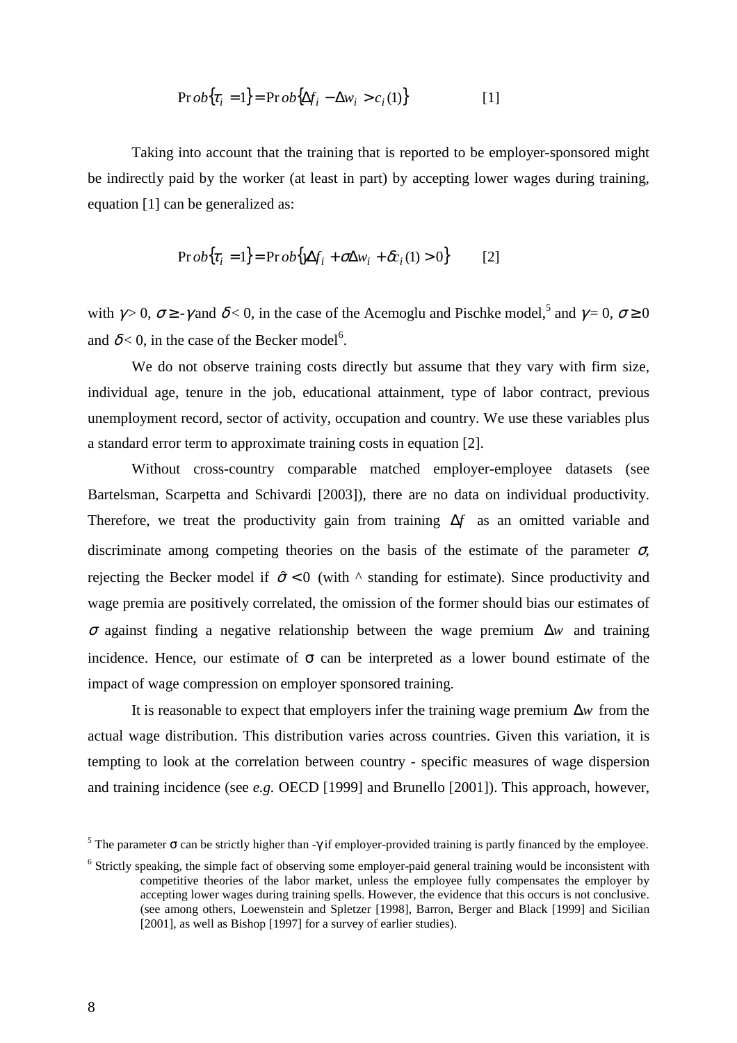$$\Pr ob\{\tau_i = 1\} = \Pr ob\{\Delta f_i - \Delta w_i > c_i(1)\} \qquad [1]$$

Taking into account that the training that is reported to be employer-sponsored might be indirectly paid by the worker (at least in part) by accepting lower wages during training, equation [1] can be generalized as:

$$\Pr ob\{\tau_i = 1\} = \Pr ob\{\gamma \Delta f_i + \sigma \Delta w_i + \delta c_i(1) > 0\} \qquad [2]$$

with $\gamma > 0$, $\sigma \geq -\gamma$ and $\delta < 0$, in the case of the Acemoglu and Pischke model,[5] and $\gamma = 0$, $\sigma \geq 0$ and $\delta < 0$, in the case of the Becker model[6].

We do not observe training costs directly but assume that they vary with firm size, individual age, tenure in the job, educational attainment, type of labor contract, previous unemployment record, sector of activity, occupation and country. We use these variables plus a standard error term to approximate training costs in equation [2].

Without cross-country comparable matched employer-employee datasets (see Bartelsman, Scarpetta and Schivardi [2003]), there are no data on individual productivity. Therefore, we treat the productivity gain from training $\Delta f$ as an omitted variable and discriminate among competing theories on the basis of the estimate of the parameter $\sigma$, rejecting the Becker model if $\hat{\sigma} < 0$ (with ^ standing for estimate). Since productivity and wage premia are positively correlated, the omission of the former should bias our estimates of $\sigma$ against finding a negative relationship between the wage premium $\Delta w$ and training incidence. Hence, our estimate of $\sigma$ can be interpreted as a lower bound estimate of the impact of wage compression on employer sponsored training.

It is reasonable to expect that employers infer the training wage premium $\Delta w$ from the actual wage distribution. This distribution varies across countries. Given this variation, it is tempting to look at the correlation between country - specific measures of wage dispersion and training incidence (see *e.g.* OECD [1999] and Brunello [2001]). This approach, however,

[5] The parameter $\sigma$ can be strictly higher than $-\gamma$ if employer-provided training is partly financed by the employee.

[6] Strictly speaking, the simple fact of observing some employer-paid general training would be inconsistent with competitive theories of the labor market, unless the employee fully compensates the employer by accepting lower wages during training spells. However, the evidence that this occurs is not conclusive. (see among others, Loewenstein and Spletzer [1998], Barron, Berger and Black [1999] and Sicilian [2001], as well as Bishop [1997] for a survey of earlier studies).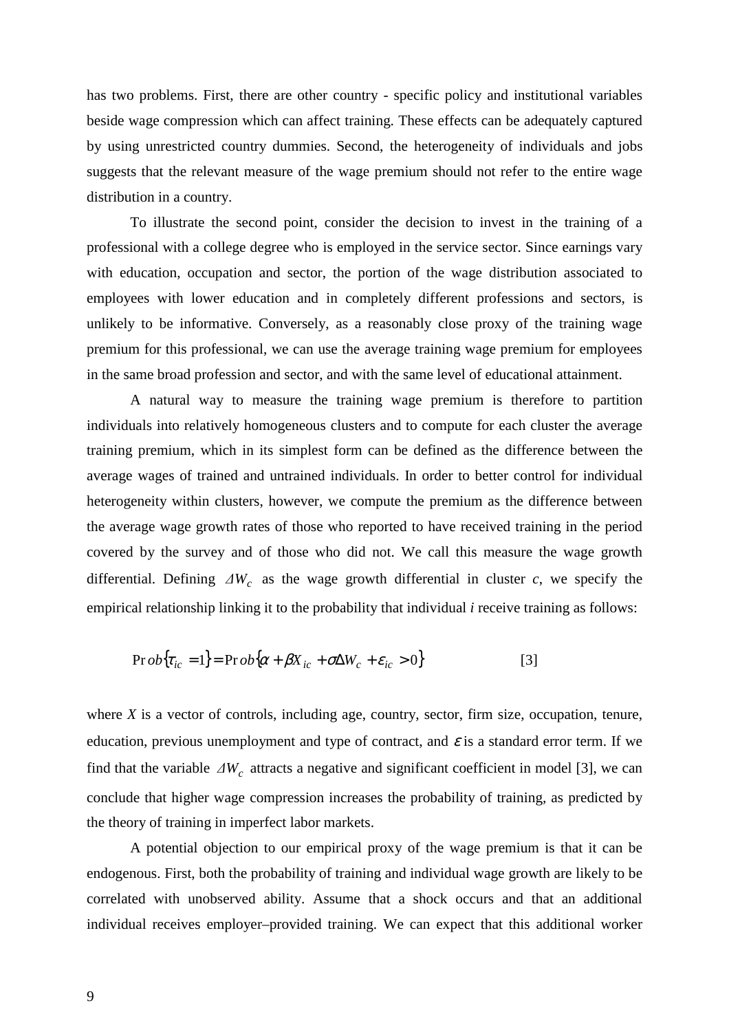has two problems. First, there are other country - specific policy and institutional variables beside wage compression which can affect training. These effects can be adequately captured by using unrestricted country dummies. Second, the heterogeneity of individuals and jobs suggests that the relevant measure of the wage premium should not refer to the entire wage distribution in a country.

To illustrate the second point, consider the decision to invest in the training of a professional with a college degree who is employed in the service sector. Since earnings vary with education, occupation and sector, the portion of the wage distribution associated to employees with lower education and in completely different professions and sectors, is unlikely to be informative. Conversely, as a reasonably close proxy of the training wage premium for this professional, we can use the average training wage premium for employees in the same broad profession and sector, and with the same level of educational attainment.

A natural way to measure the training wage premium is therefore to partition individuals into relatively homogeneous clusters and to compute for each cluster the average training premium, which in its simplest form can be defined as the difference between the average wages of trained and untrained individuals. In order to better control for individual heterogeneity within clusters, however, we compute the premium as the difference between the average wage growth rates of those who reported to have received training in the period covered by the survey and of those who did not. We call this measure the wage growth differential. Defining $\Delta W_c$ as the wage growth differential in cluster *c*, we specify the empirical relationship linking it to the probability that individual *i* receive training as follows:

$$\Pr ob\{\tau_{ic} = 1\} = \Pr ob\{\alpha + \beta X_{ic} + \sigma \Delta W_c + \varepsilon_{ic} > 0\} \qquad [3]$$

where *X* is a vector of controls, including age, country, sector, firm size, occupation, tenure, education, previous unemployment and type of contract, and $\varepsilon$ is a standard error term. If we find that the variable $\Delta W_c$ attracts a negative and significant coefficient in model [3], we can conclude that higher wage compression increases the probability of training, as predicted by the theory of training in imperfect labor markets.

A potential objection to our empirical proxy of the wage premium is that it can be endogenous. First, both the probability of training and individual wage growth are likely to be correlated with unobserved ability. Assume that a shock occurs and that an additional individual receives employer–provided training. We can expect that this additional worker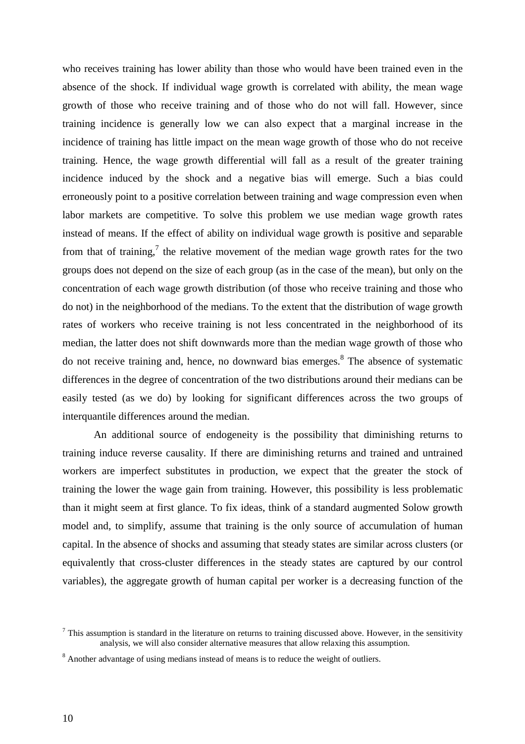who receives training has lower ability than those who would have been trained even in the absence of the shock. If individual wage growth is correlated with ability, the mean wage growth of those who receive training and of those who do not will fall. However, since training incidence is generally low we can also expect that a marginal increase in the incidence of training has little impact on the mean wage growth of those who do not receive training. Hence, the wage growth differential will fall as a result of the greater training incidence induced by the shock and a negative bias will emerge. Such a bias could erroneously point to a positive correlation between training and wage compression even when labor markets are competitive. To solve this problem we use median wage growth rates instead of means. If the effect of ability on individual wage growth is positive and separable from that of training,[7] the relative movement of the median wage growth rates for the two groups does not depend on the size of each group (as in the case of the mean), but only on the concentration of each wage growth distribution (of those who receive training and those who do not) in the neighborhood of the medians. To the extent that the distribution of wage growth rates of workers who receive training is not less concentrated in the neighborhood of its median, the latter does not shift downwards more than the median wage growth of those who do not receive training and, hence, no downward bias emerges.[8] The absence of systematic differences in the degree of concentration of the two distributions around their medians can be easily tested (as we do) by looking for significant differences across the two groups of interquantile differences around the median.

An additional source of endogeneity is the possibility that diminishing returns to training induce reverse causality. If there are diminishing returns and trained and untrained workers are imperfect substitutes in production, we expect that the greater the stock of training the lower the wage gain from training. However, this possibility is less problematic than it might seem at first glance. To fix ideas, think of a standard augmented Solow growth model and, to simplify, assume that training is the only source of accumulation of human capital. In the absence of shocks and assuming that steady states are similar across clusters (or equivalently that cross-cluster differences in the steady states are captured by our control variables), the aggregate growth of human capital per worker is a decreasing function of the

[7] This assumption is standard in the literature on returns to training discussed above. However, in the sensitivity analysis, we will also consider alternative measures that allow relaxing this assumption.

[8] Another advantage of using medians instead of means is to reduce the weight of outliers.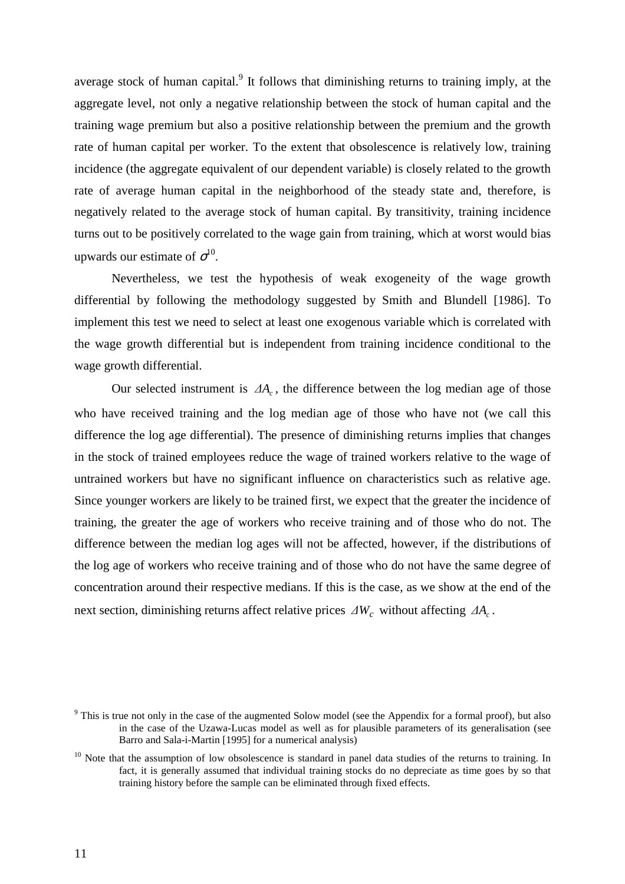average stock of human capital.[9] It follows that diminishing returns to training imply, at the aggregate level, not only a negative relationship between the stock of human capital and the training wage premium but also a positive relationship between the premium and the growth rate of human capital per worker. To the extent that obsolescence is relatively low, training incidence (the aggregate equivalent of our dependent variable) is closely related to the growth rate of average human capital in the neighborhood of the steady state and, therefore, is negatively related to the average stock of human capital. By transitivity, training incidence turns out to be positively correlated to the wage gain from training, which at worst would bias upwards our estimate of $\sigma$[10].

Nevertheless, we test the hypothesis of weak exogeneity of the wage growth differential by following the methodology suggested by Smith and Blundell [1986]. To implement this test we need to select at least one exogenous variable which is correlated with the wage growth differential but is independent from training incidence conditional to the wage growth differential.

Our selected instrument is $\Delta A_c$, the difference between the log median age of those who have received training and the log median age of those who have not (we call this difference the log age differential). The presence of diminishing returns implies that changes in the stock of trained employees reduce the wage of trained workers relative to the wage of untrained workers but have no significant influence on characteristics such as relative age. Since younger workers are likely to be trained first, we expect that the greater the incidence of training, the greater the age of workers who receive training and of those who do not. The difference between the median log ages will not be affected, however, if the distributions of the log age of workers who receive training and of those who do not have the same degree of concentration around their respective medians. If this is the case, as we show at the end of the next section, diminishing returns affect relative prices $\Delta W_c$ without affecting $\Delta A_c$.

[9] This is true not only in the case of the augmented Solow model (see the Appendix for a formal proof), but also in the case of the Uzawa-Lucas model as well as for plausible parameters of its generalisation (see Barro and Sala-i-Martin [1995] for a numerical analysis)

[10] Note that the assumption of low obsolescence is standard in panel data studies of the returns to training. In fact, it is generally assumed that individual training stocks do no depreciate as time goes by so that training history before the sample can be eliminated through fixed effects.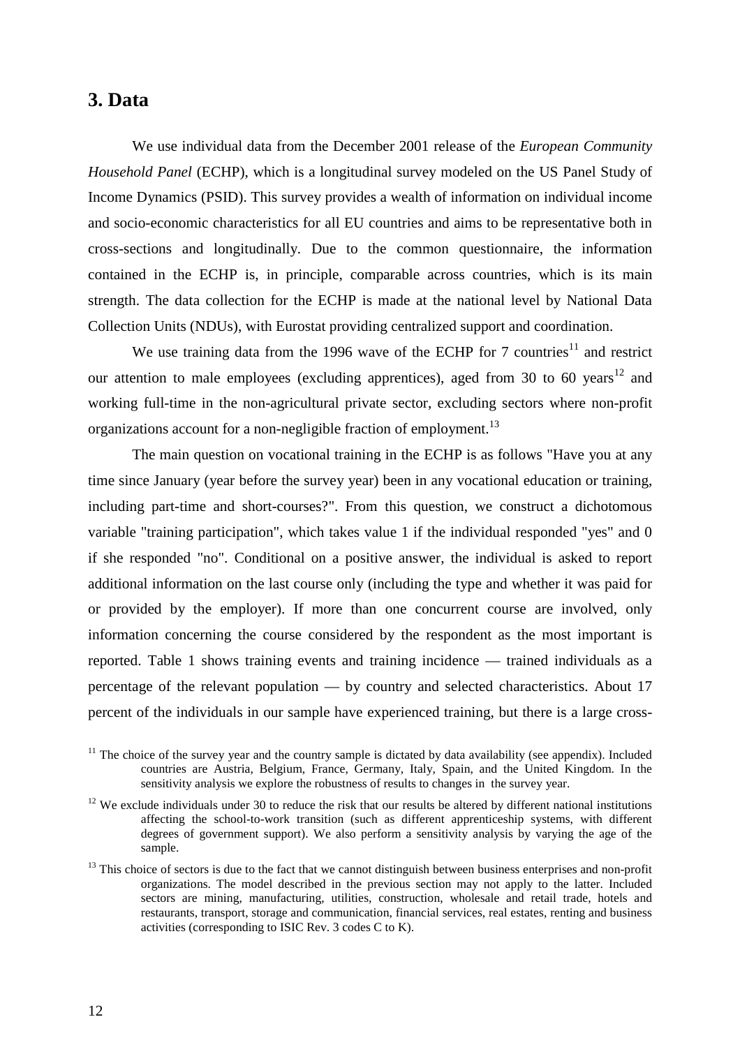## 3. Data

We use individual data from the December 2001 release of the *European Community Household Panel* (ECHP), which is a longitudinal survey modeled on the US Panel Study of Income Dynamics (PSID). This survey provides a wealth of information on individual income and socio-economic characteristics for all EU countries and aims to be representative both in cross-sections and longitudinally. Due to the common questionnaire, the information contained in the ECHP is, in principle, comparable across countries, which is its main strength. The data collection for the ECHP is made at the national level by National Data Collection Units (NDUs), with Eurostat providing centralized support and coordination.

We use training data from the 1996 wave of the ECHP for 7 countries[11] and restrict our attention to male employees (excluding apprentices), aged from 30 to 60 years[12] and working full-time in the non-agricultural private sector, excluding sectors where non-profit organizations account for a non-negligible fraction of employment.[13]

The main question on vocational training in the ECHP is as follows "Have you at any time since January (year before the survey year) been in any vocational education or training, including part-time and short-courses?". From this question, we construct a dichotomous variable "training participation", which takes value 1 if the individual responded "yes" and 0 if she responded "no". Conditional on a positive answer, the individual is asked to report additional information on the last course only (including the type and whether it was paid for or provided by the employer). If more than one concurrent course are involved, only information concerning the course considered by the respondent as the most important is reported. Table 1 shows training events and training incidence — trained individuals as a percentage of the relevant population — by country and selected characteristics. About 17 percent of the individuals in our sample have experienced training, but there is a large cross-

[11] The choice of the survey year and the country sample is dictated by data availability (see appendix). Included countries are Austria, Belgium, France, Germany, Italy, Spain, and the United Kingdom. In the sensitivity analysis we explore the robustness of results to changes in the survey year.

[12] We exclude individuals under 30 to reduce the risk that our results be altered by different national institutions affecting the school-to-work transition (such as different apprenticeship systems, with different degrees of government support). We also perform a sensitivity analysis by varying the age of the sample.

[13] This choice of sectors is due to the fact that we cannot distinguish between business enterprises and non-profit organizations. The model described in the previous section may not apply to the latter. Included sectors are mining, manufacturing, utilities, construction, wholesale and retail trade, hotels and restaurants, transport, storage and communication, financial services, real estates, renting and business activities (corresponding to ISIC Rev. 3 codes C to K).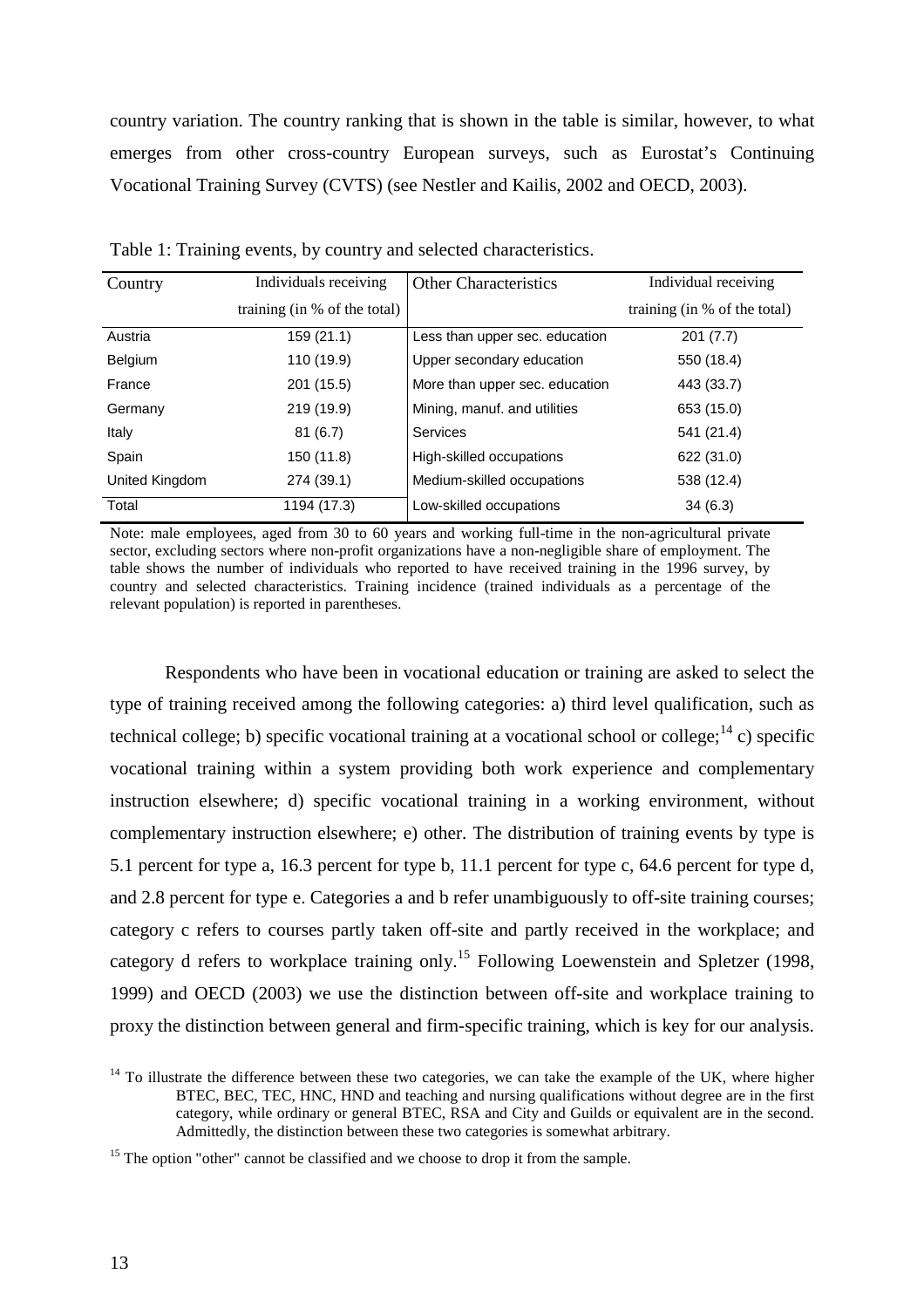country variation. The country ranking that is shown in the table is similar, however, to what emerges from other cross-country European surveys, such as Eurostat's Continuing Vocational Training Survey (CVTS) (see Nestler and Kailis, 2002 and OECD, 2003).

Table 1: Training events, by country and selected characteristics.

| Country | Individuals receiving training (in % of the total) | Other Characteristics | Individual receiving training (in % of the total) |
|---|---|---|---|
| Austria | 159 (21.1) | Less than upper sec. education | 201 (7.7) |
| Belgium | 110 (19.9) | Upper secondary education | 550 (18.4) |
| France | 201 (15.5) | More than upper sec. education | 443 (33.7) |
| Germany | 219 (19.9) | Mining, manuf. and utilities | 653 (15.0) |
| Italy | 81 (6.7) | Services | 541 (21.4) |
| Spain | 150 (11.8) | High-skilled occupations | 622 (31.0) |
| United Kingdom | 274 (39.1) | Medium-skilled occupations | 538 (12.4) |
| Total | 1194 (17.3) | Low-skilled occupations | 34 (6.3) |

Note: male employees, aged from 30 to 60 years and working full-time in the non-agricultural private sector, excluding sectors where non-profit organizations have a non-negligible share of employment. The table shows the number of individuals who reported to have received training in the 1996 survey, by country and selected characteristics. Training incidence (trained individuals as a percentage of the relevant population) is reported in parentheses.

Respondents who have been in vocational education or training are asked to select the type of training received among the following categories: a) third level qualification, such as technical college; b) specific vocational training at a vocational school or college;[14] c) specific vocational training within a system providing both work experience and complementary instruction elsewhere; d) specific vocational training in a working environment, without complementary instruction elsewhere; e) other. The distribution of training events by type is 5.1 percent for type a, 16.3 percent for type b, 11.1 percent for type c, 64.6 percent for type d, and 2.8 percent for type e. Categories a and b refer unambiguously to off-site training courses; category c refers to courses partly taken off-site and partly received in the workplace; and category d refers to workplace training only.[15] Following Loewenstein and Spletzer (1998, 1999) and OECD (2003) we use the distinction between off-site and workplace training to proxy the distinction between general and firm-specific training, which is key for our analysis.

[14] To illustrate the difference between these two categories, we can take the example of the UK, where higher BTEC, BEC, TEC, HNC, HND and teaching and nursing qualifications without degree are in the first category, while ordinary or general BTEC, RSA and City and Guilds or equivalent are in the second. Admittedly, the distinction between these two categories is somewhat arbitrary.

[15] The option "other" cannot be classified and we choose to drop it from the sample.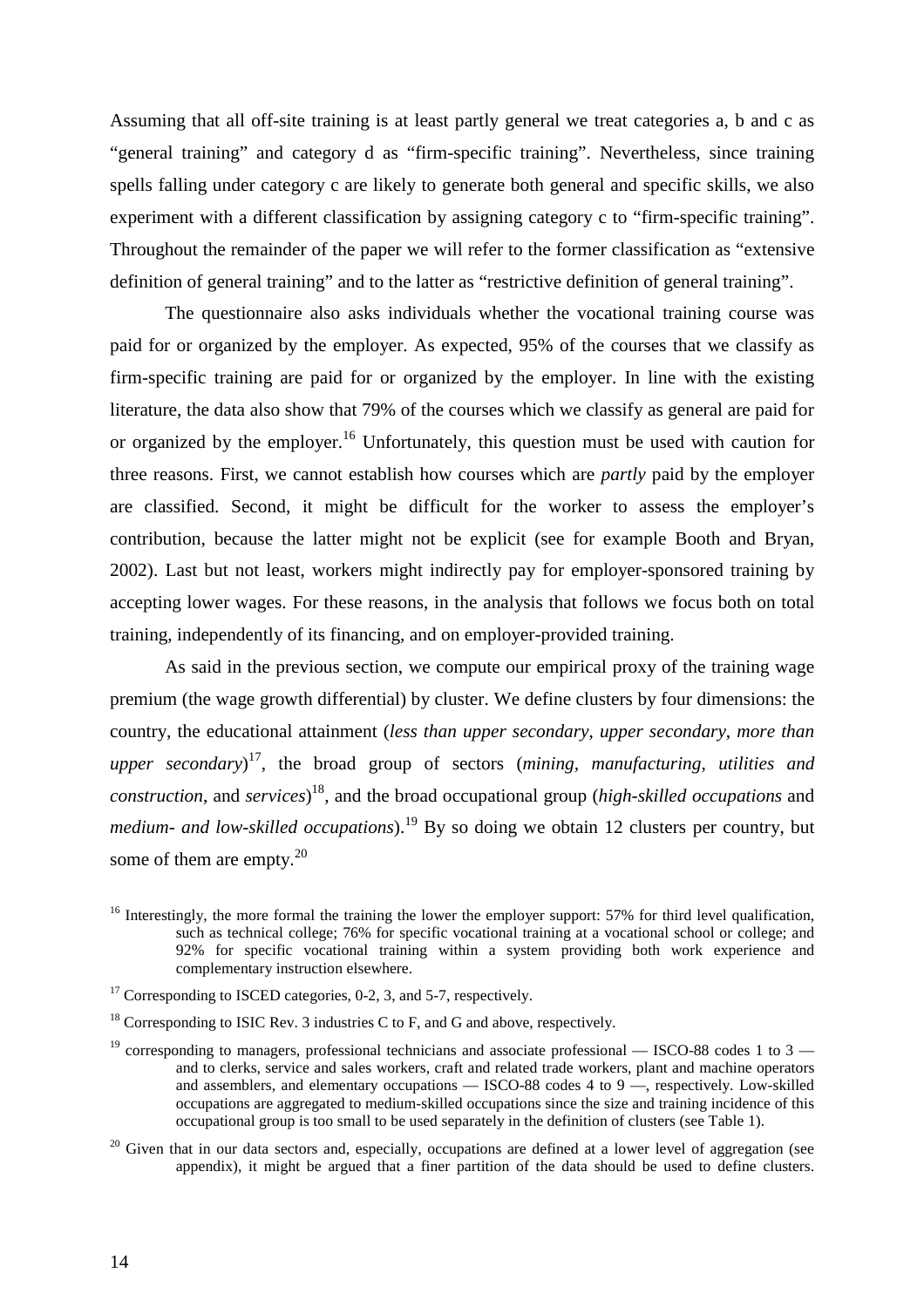Assuming that all off-site training is at least partly general we treat categories a, b and c as "general training" and category d as "firm-specific training". Nevertheless, since training spells falling under category c are likely to generate both general and specific skills, we also experiment with a different classification by assigning category c to "firm-specific training". Throughout the remainder of the paper we will refer to the former classification as "extensive definition of general training" and to the latter as "restrictive definition of general training".

The questionnaire also asks individuals whether the vocational training course was paid for or organized by the employer. As expected, 95% of the courses that we classify as firm-specific training are paid for or organized by the employer. In line with the existing literature, the data also show that 79% of the courses which we classify as general are paid for or organized by the employer.[16] Unfortunately, this question must be used with caution for three reasons. First, we cannot establish how courses which are *partly* paid by the employer are classified. Second, it might be difficult for the worker to assess the employer's contribution, because the latter might not be explicit (see for example Booth and Bryan, 2002). Last but not least, workers might indirectly pay for employer-sponsored training by accepting lower wages. For these reasons, in the analysis that follows we focus both on total training, independently of its financing, and on employer-provided training.

As said in the previous section, we compute our empirical proxy of the training wage premium (the wage growth differential) by cluster. We define clusters by four dimensions: the country, the educational attainment (*less than upper secondary*, *upper secondary*, *more than upper secondary*)[17], the broad group of sectors (*mining*, *manufacturing*, *utilities and construction*, and *services*)[18], and the broad occupational group (*high-skilled occupations* and *medium- and low-skilled occupations*).[19] By so doing we obtain 12 clusters per country, but some of them are empty.[20]

[16] Interestingly, the more formal the training the lower the employer support: 57% for third level qualification, such as technical college; 76% for specific vocational training at a vocational school or college; and 92% for specific vocational training within a system providing both work experience and complementary instruction elsewhere.

[17] Corresponding to ISCED categories, 0-2, 3, and 5-7, respectively.

[18] Corresponding to ISIC Rev. 3 industries C to F, and G and above, respectively.

[19] corresponding to managers, professional technicians and associate professional — ISCO-88 codes 1 to 3 — and to clerks, service and sales workers, craft and related trade workers, plant and machine operators and assemblers, and elementary occupations — ISCO-88 codes 4 to 9 —, respectively. Low-skilled occupations are aggregated to medium-skilled occupations since the size and training incidence of this occupational group is too small to be used separately in the definition of clusters (see Table 1).

[20] Given that in our data sectors and, especially, occupations are defined at a lower level of aggregation (see appendix), it might be argued that a finer partition of the data should be used to define clusters.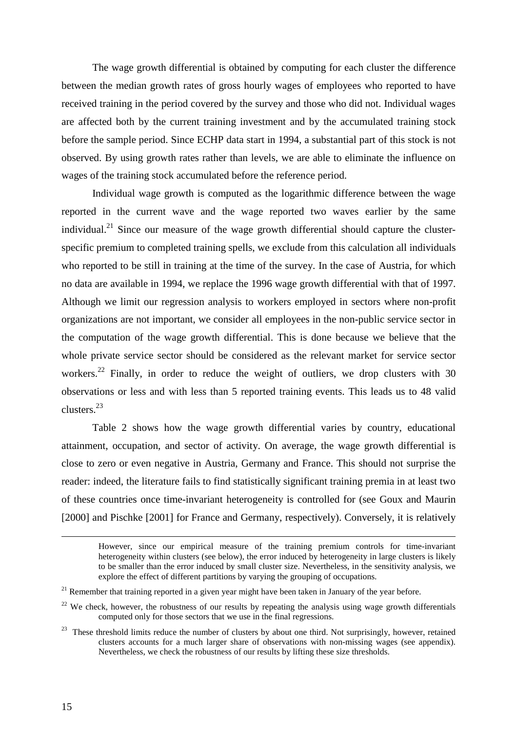The wage growth differential is obtained by computing for each cluster the difference between the median growth rates of gross hourly wages of employees who reported to have received training in the period covered by the survey and those who did not. Individual wages are affected both by the current training investment and by the accumulated training stock before the sample period. Since ECHP data start in 1994, a substantial part of this stock is not observed. By using growth rates rather than levels, we are able to eliminate the influence on wages of the training stock accumulated before the reference period.

Individual wage growth is computed as the logarithmic difference between the wage reported in the current wave and the wage reported two waves earlier by the same individual.[21] Since our measure of the wage growth differential should capture the cluster-specific premium to completed training spells, we exclude from this calculation all individuals who reported to be still in training at the time of the survey. In the case of Austria, for which no data are available in 1994, we replace the 1996 wage growth differential with that of 1997. Although we limit our regression analysis to workers employed in sectors where non-profit organizations are not important, we consider all employees in the non-public service sector in the computation of the wage growth differential. This is done because we believe that the whole private service sector should be considered as the relevant market for service sector workers.[22] Finally, in order to reduce the weight of outliers, we drop clusters with 30 observations or less and with less than 5 reported training events. This leads us to 48 valid clusters.[23]

Table 2 shows how the wage growth differential varies by country, educational attainment, occupation, and sector of activity. On average, the wage growth differential is close to zero or even negative in Austria, Germany and France. This should not surprise the reader: indeed, the literature fails to find statistically significant training premia in at least two of these countries once time-invariant heterogeneity is controlled for (see Goux and Maurin [2000] and Pischke [2001] for France and Germany, respectively). Conversely, it is relatively

However, since our empirical measure of the training premium controls for time-invariant heterogeneity within clusters (see below), the error induced by heterogeneity in large clusters is likely to be smaller than the error induced by small cluster size. Nevertheless, in the sensitivity analysis, we explore the effect of different partitions by varying the grouping of occupations.

[21] Remember that training reported in a given year might have been taken in January of the year before.

[22] We check, however, the robustness of our results by repeating the analysis using wage growth differentials computed only for those sectors that we use in the final regressions.

[23] These threshold limits reduce the number of clusters by about one third. Not surprisingly, however, retained clusters accounts for a much larger share of observations with non-missing wages (see appendix). Nevertheless, we check the robustness of our results by lifting these size thresholds.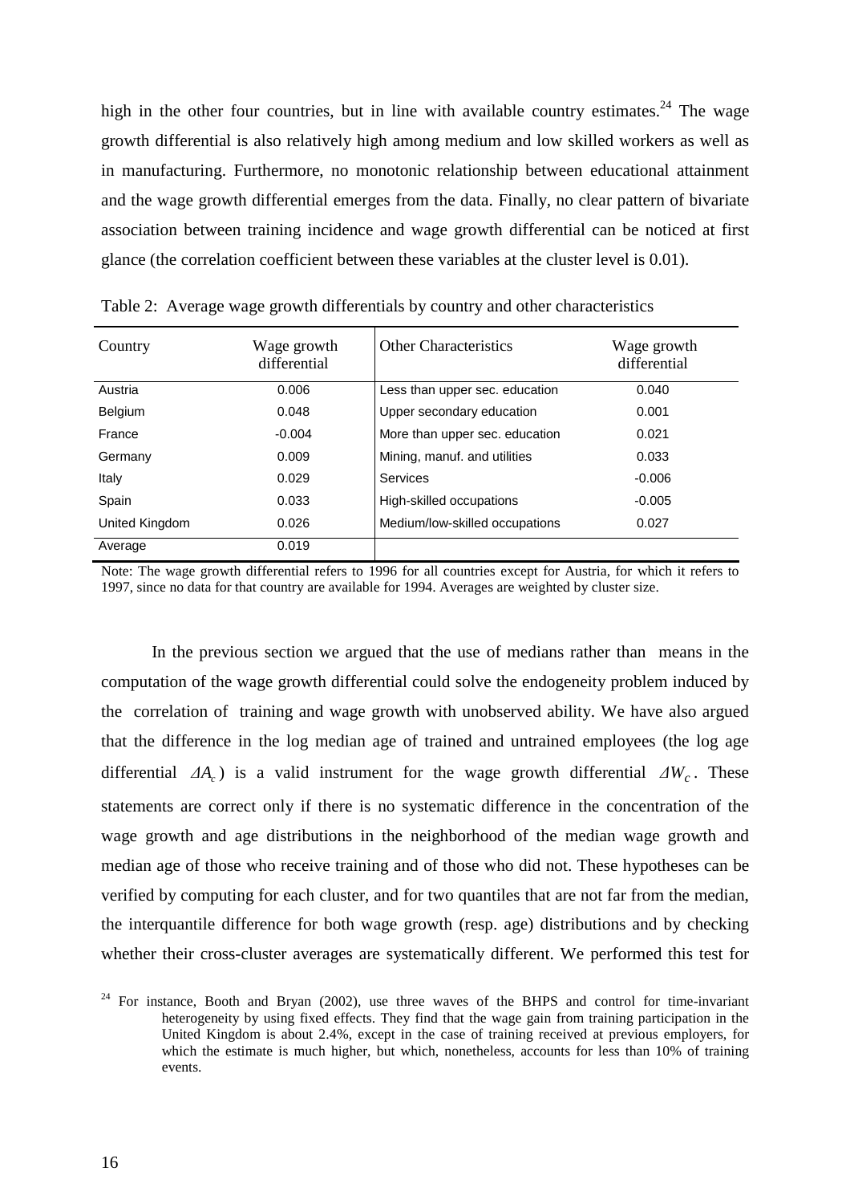high in the other four countries, but in line with available country estimates.[24] The wage growth differential is also relatively high among medium and low skilled workers as well as in manufacturing. Furthermore, no monotonic relationship between educational attainment and the wage growth differential emerges from the data. Finally, no clear pattern of bivariate association between training incidence and wage growth differential can be noticed at first glance (the correlation coefficient between these variables at the cluster level is 0.01).

Table 2: Average wage growth differentials by country and other characteristics

| Country | Wage growth differential | Other Characteristics | Wage growth differential |
|---|---|---|---|
| Austria | 0.006 | Less than upper sec. education | 0.040 |
| Belgium | 0.048 | Upper secondary education | 0.001 |
| France | -0.004 | More than upper sec. education | 0.021 |
| Germany | 0.009 | Mining, manuf. and utilities | 0.033 |
| Italy | 0.029 | Services | -0.006 |
| Spain | 0.033 | High-skilled occupations | -0.005 |
| United Kingdom | 0.026 | Medium/low-skilled occupations | 0.027 |
| Average | 0.019 | | |

Note: The wage growth differential refers to 1996 for all countries except for Austria, for which it refers to 1997, since no data for that country are available for 1994. Averages are weighted by cluster size.

In the previous section we argued that the use of medians rather than means in the computation of the wage growth differential could solve the endogeneity problem induced by the correlation of training and wage growth with unobserved ability. We have also argued that the difference in the log median age of trained and untrained employees (the log age differential $\Delta A_c$) is a valid instrument for the wage growth differential $\Delta W_c$. These statements are correct only if there is no systematic difference in the concentration of the wage growth and age distributions in the neighborhood of the median wage growth and median age of those who receive training and of those who did not. These hypotheses can be verified by computing for each cluster, and for two quantiles that are not far from the median, the interquantile difference for both wage growth (resp. age) distributions and by checking whether their cross-cluster averages are systematically different. We performed this test for

[24] For instance, Booth and Bryan (2002), use three waves of the BHPS and control for time-invariant heterogeneity by using fixed effects. They find that the wage gain from training participation in the United Kingdom is about 2.4%, except in the case of training received at previous employers, for which the estimate is much higher, but which, nonetheless, accounts for less than 10% of training events.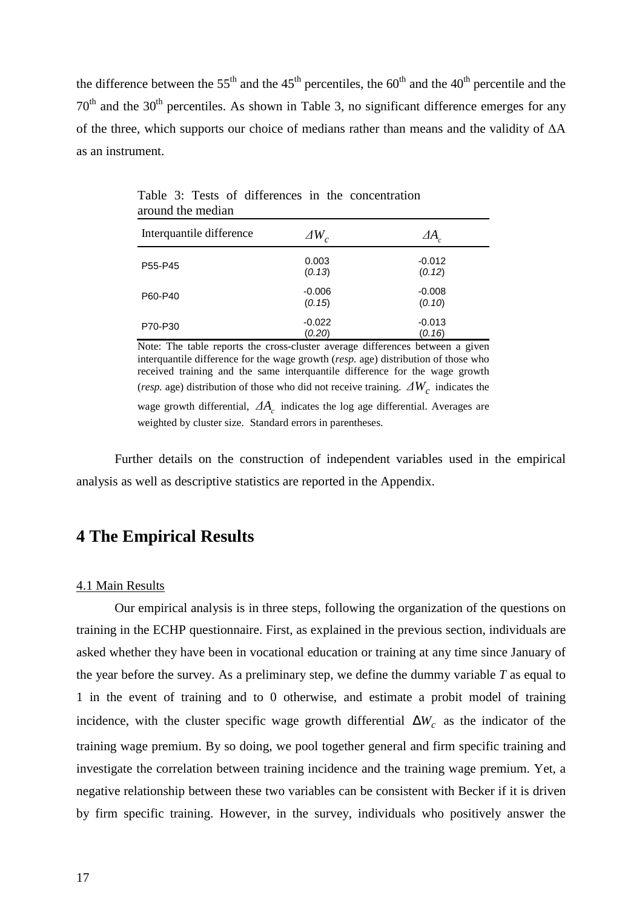the difference between the 55th and the 45th percentiles, the 60th and the 40th percentile and the 70th and the 30th percentiles. As shown in Table 3, no significant difference emerges for any of the three, which supports our choice of medians rather than means and the validity of ΔA as an instrument.

Table 3: Tests of differences in the concentration around the median

| Interquantile difference | $\Delta W_c$ | $\Delta A_c$ |
|---|---|---|
| P55-P45 | 0.003<br>(*0.13*) | -0.012<br>(*0.12*) |
| P60-P40 | -0.006<br>(*0.15*) | -0.008<br>(*0.10*) |
| P70-P30 | -0.022<br>(*0.20*) | -0.013<br>(*0.16*) |

Note: The table reports the cross-cluster average differences between a given interquantile difference for the wage growth (*resp.* age) distribution of those who received training and the same interquantile difference for the wage growth (*resp.* age) distribution of those who did not receive training. $\Delta W_c$ indicates the wage growth differential, $\Delta A_c$ indicates the log age differential. Averages are weighted by cluster size. Standard errors in parentheses.

Further details on the construction of independent variables used in the empirical analysis as well as descriptive statistics are reported in the Appendix.

## 4 The Empirical Results

### 4.1 Main Results

Our empirical analysis is in three steps, following the organization of the questions on training in the ECHP questionnaire. First, as explained in the previous section, individuals are asked whether they have been in vocational education or training at any time since January of the year before the survey. As a preliminary step, we define the dummy variable $T$ as equal to 1 in the event of training and to 0 otherwise, and estimate a probit model of training incidence, with the cluster specific wage growth differential $\Delta W_c$ as the indicator of the training wage premium. By so doing, we pool together general and firm specific training and investigate the correlation between training incidence and the training wage premium. Yet, a negative relationship between these two variables can be consistent with Becker if it is driven by firm specific training. However, in the survey, individuals who positively answer the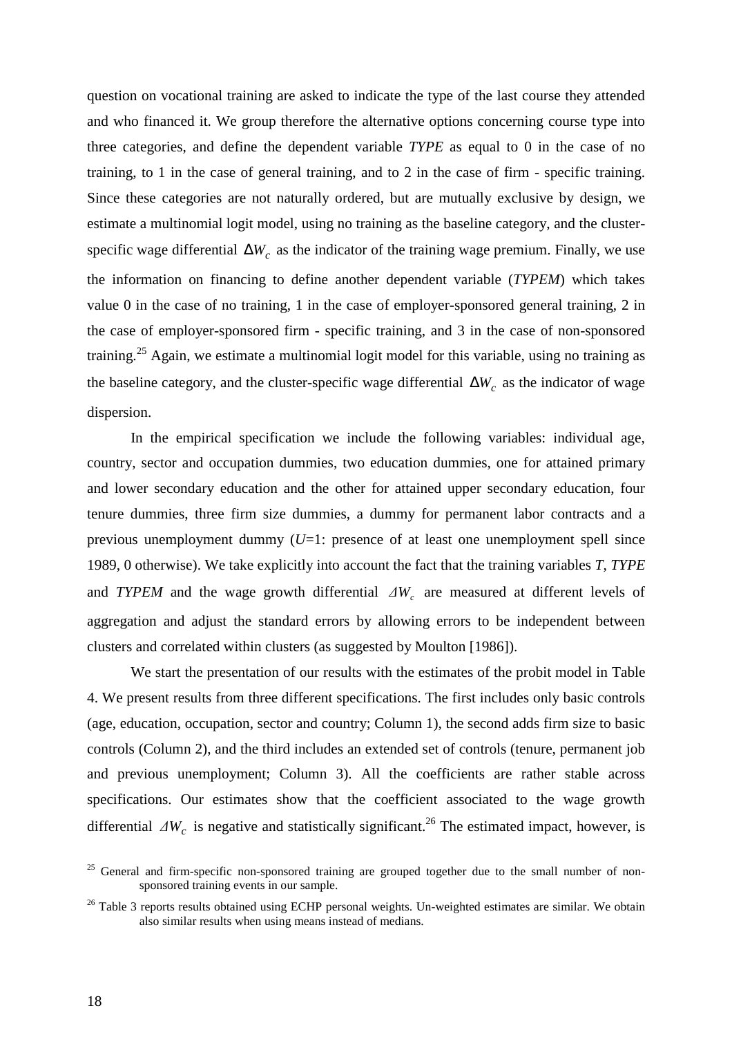question on vocational training are asked to indicate the type of the last course they attended and who financed it. We group therefore the alternative options concerning course type into three categories, and define the dependent variable *TYPE* as equal to 0 in the case of no training, to 1 in the case of general training, and to 2 in the case of firm - specific training. Since these categories are not naturally ordered, but are mutually exclusive by design, we estimate a multinomial logit model, using no training as the baseline category, and the cluster-specific wage differential $\Delta W_c$ as the indicator of the training wage premium. Finally, we use the information on financing to define another dependent variable (*TYPEM*) which takes value 0 in the case of no training, 1 in the case of employer-sponsored general training, 2 in the case of employer-sponsored firm - specific training, and 3 in the case of non-sponsored training.[25] Again, we estimate a multinomial logit model for this variable, using no training as the baseline category, and the cluster-specific wage differential $\Delta W_c$ as the indicator of wage dispersion.

In the empirical specification we include the following variables: individual age, country, sector and occupation dummies, two education dummies, one for attained primary and lower secondary education and the other for attained upper secondary education, four tenure dummies, three firm size dummies, a dummy for permanent labor contracts and a previous unemployment dummy (*U*=1: presence of at least one unemployment spell since 1989, 0 otherwise). We take explicitly into account the fact that the training variables *T*, *TYPE* and *TYPEM* and the wage growth differential $\Delta W_c$ are measured at different levels of aggregation and adjust the standard errors by allowing errors to be independent between clusters and correlated within clusters (as suggested by Moulton [1986]).

We start the presentation of our results with the estimates of the probit model in Table 4. We present results from three different specifications. The first includes only basic controls (age, education, occupation, sector and country; Column 1), the second adds firm size to basic controls (Column 2), and the third includes an extended set of controls (tenure, permanent job and previous unemployment; Column 3). All the coefficients are rather stable across specifications. Our estimates show that the coefficient associated to the wage growth differential $\Delta W_c$ is negative and statistically significant.[26] The estimated impact, however, is

[25] General and firm-specific non-sponsored training are grouped together due to the small number of non-sponsored training events in our sample.

[26] Table 3 reports results obtained using ECHP personal weights. Un-weighted estimates are similar. We obtain also similar results when using means instead of medians.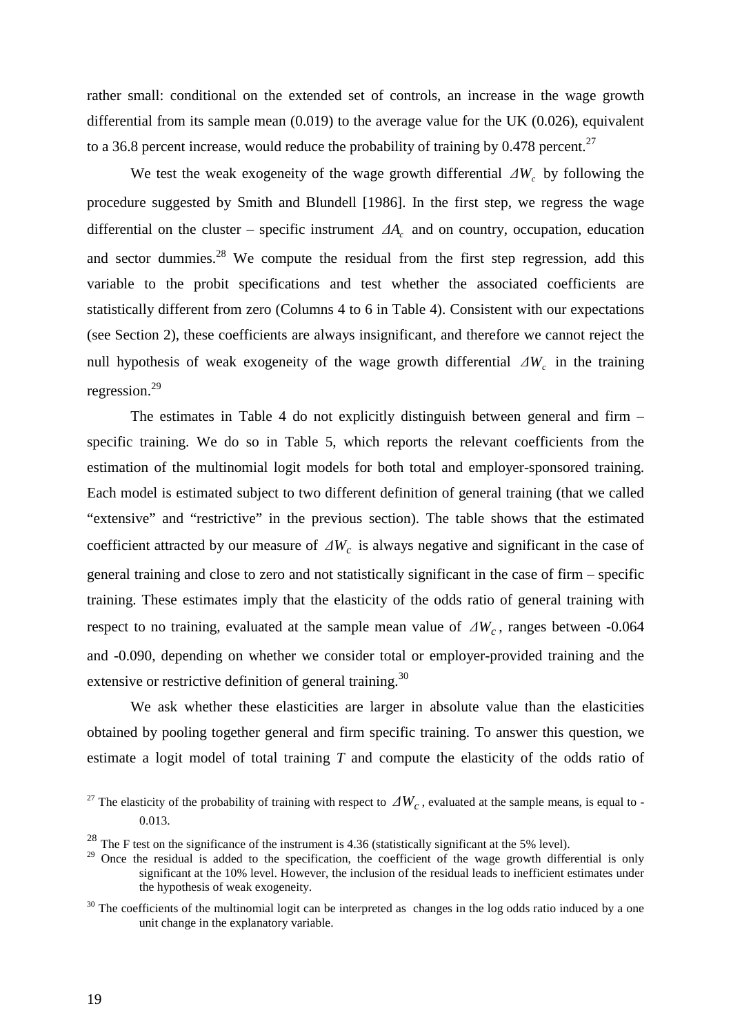rather small: conditional on the extended set of controls, an increase in the wage growth differential from its sample mean (0.019) to the average value for the UK (0.026), equivalent to a 36.8 percent increase, would reduce the probability of training by 0.478 percent.[27]

We test the weak exogeneity of the wage growth differential $\Delta W_c$ by following the procedure suggested by Smith and Blundell [1986]. In the first step, we regress the wage differential on the cluster – specific instrument $\Delta A_c$ and on country, occupation, education and sector dummies.[28] We compute the residual from the first step regression, add this variable to the probit specifications and test whether the associated coefficients are statistically different from zero (Columns 4 to 6 in Table 4). Consistent with our expectations (see Section 2), these coefficients are always insignificant, and therefore we cannot reject the null hypothesis of weak exogeneity of the wage growth differential $\Delta W_c$ in the training regression.[29]

The estimates in Table 4 do not explicitly distinguish between general and firm – specific training. We do so in Table 5, which reports the relevant coefficients from the estimation of the multinomial logit models for both total and employer-sponsored training. Each model is estimated subject to two different definition of general training (that we called "extensive" and "restrictive" in the previous section). The table shows that the estimated coefficient attracted by our measure of $\Delta W_c$ is always negative and significant in the case of general training and close to zero and not statistically significant in the case of firm – specific training. These estimates imply that the elasticity of the odds ratio of general training with respect to no training, evaluated at the sample mean value of $\Delta W_c$, ranges between -0.064 and -0.090, depending on whether we consider total or employer-provided training and the extensive or restrictive definition of general training.[30]

We ask whether these elasticities are larger in absolute value than the elasticities obtained by pooling together general and firm specific training. To answer this question, we estimate a logit model of total training $T$ and compute the elasticity of the odds ratio of

[27] The elasticity of the probability of training with respect to $\Delta W_c$, evaluated at the sample means, is equal to -0.013.

[28] The F test on the significance of the instrument is 4.36 (statistically significant at the 5% level).

[29] Once the residual is added to the specification, the coefficient of the wage growth differential is only significant at the 10% level. However, the inclusion of the residual leads to inefficient estimates under the hypothesis of weak exogeneity.

[30] The coefficients of the multinomial logit can be interpreted as changes in the log odds ratio induced by a one unit change in the explanatory variable.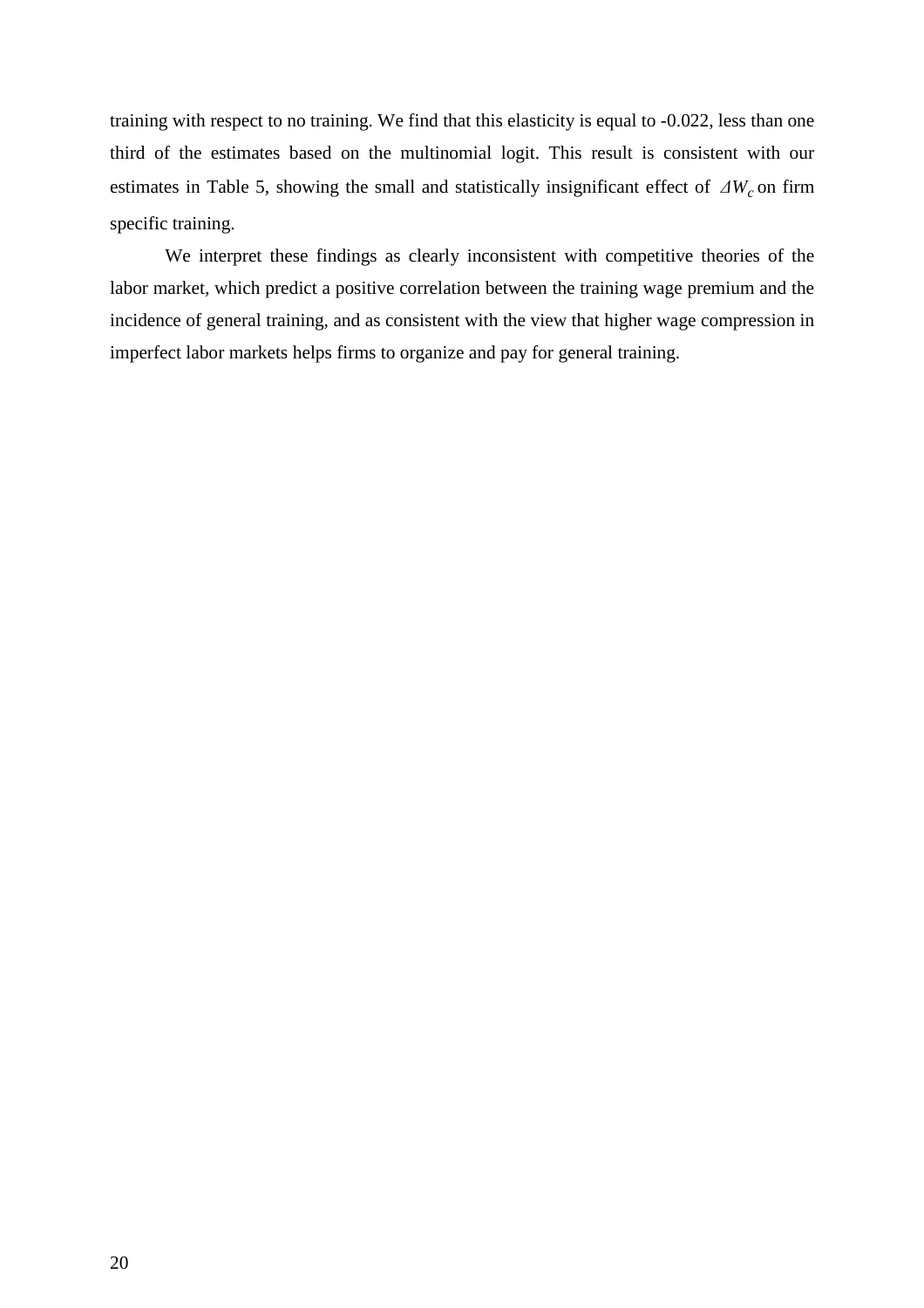training with respect to no training. We find that this elasticity is equal to -0.022, less than one third of the estimates based on the multinomial logit. This result is consistent with our estimates in Table 5, showing the small and statistically insignificant effect of $\Delta W_c$ on firm specific training.

We interpret these findings as clearly inconsistent with competitive theories of the labor market, which predict a positive correlation between the training wage premium and the incidence of general training, and as consistent with the view that higher wage compression in imperfect labor markets helps firms to organize and pay for general training.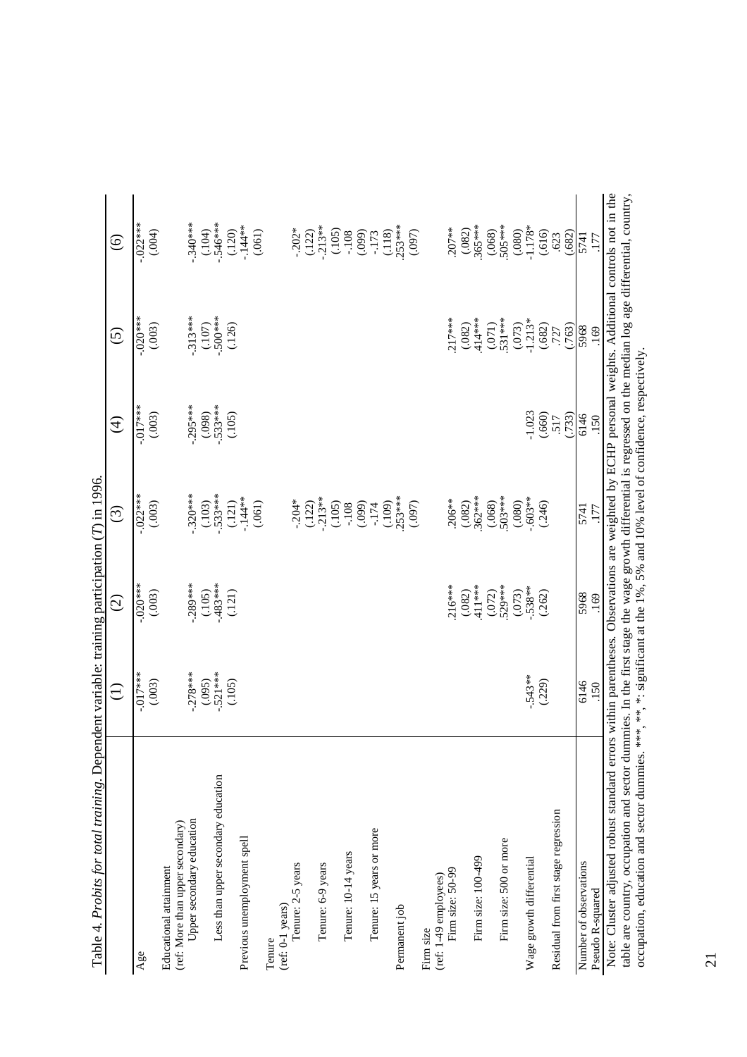Table 4. *Probits for total training.* Dependent variable: training participation (*T*) in 1996.

| | (1) | (2) | (3) | (4) | (5) | (6) |
|---|---|---|---|---|---|---|
| Age | -.017*** | -.020*** | -.022*** | -.017*** | -.020*** | -.022*** |
| | (.003) | (.003) | (.003) | (.003) | (.003) | (.004) |
| Educational attainment | | | | | | |
| (ref: More than upper secondary) | | | | | | |
| Upper secondary education | -.278*** | -.289*** | -.320*** | -.295*** | -.313*** | -.340*** |
| | (.095) | (.105) | (.103) | (.098) | (.107) | (.104) |
| Less than upper secondary education | -.521*** | -.483*** | -.533*** | -.533*** | -.500*** | -.546*** |
| | (.105) | (.121) | (.121) | (.105) | (.126) | (.120) |
| Previous unemployment spell | | | -.144** | | | -.144** |
| | | | (.061) | | | (.061) |
| Tenure | | | | | | |
| (ref: 0-1 years) | | | | | | |
| Tenure: 2-5 years | | | -.204* | | | -.202* |
| | | | (.122) | | | (.122) |
| Tenure: 6-9 years | | | -.213** | | | -.213** |
| | | | (.105) | | | (.105) |
| Tenure: 10-14 years | | | -.108 | | | -.108 |
| | | | (.099) | | | (.099) |
| Tenure: 15 years or more | | | -.174 | | | -.173 |
| | | | (.109) | | | (.118) |
| Permanent job | | | .253*** | | | .253*** |
| | | | (.097) | | | (.097) |
| Firm size | | | | | | |
| (ref: 1-49 employees) | | | | | | |
| Firm size: 50-99 | | .216*** | .206** | | .217*** | .207** |
| | | (.082) | (.082) | | (.082) | (.082) |
| Firm size: 100-499 | | .411*** | .362*** | | .414*** | .365*** |
| | | (.072) | (.068) | | (.071) | (.068) |
| Firm size: 500 or more | | .529*** | .503*** | | .531*** | .505*** |
| | | (.073) | (.080) | | (.073) | (.080) |
| Wage growth differential | -.543** | -.538** | -.603** | -1.023 | -1.213* | -1.178* |
| | (.229) | (.262) | (.246) | (.660) | (.682) | (.616) |
| Residual from first stage regression | | | | .517 | .727 | .623 |
| | | | | (.733) | (.763) | (.682) |
| Number of observations | 6146 | 5968 | 5741 | 6146 | 5968 | 5741 |
| Pseudo R-squared | .150 | .169 | .177 | .150 | .169 | .177 |

Note: Cluster adjusted robust standard errors within parentheses. Observations are weighted by ECHP personal weights. Additional controls not in the table are country, occupation and sector dummies. In the first stage the wage growth differential is regressed on the median log age differential, country, occupation, education and sector dummies. ***, **, *: significant at the 1%, 5% and 10% level of confidence, respectively.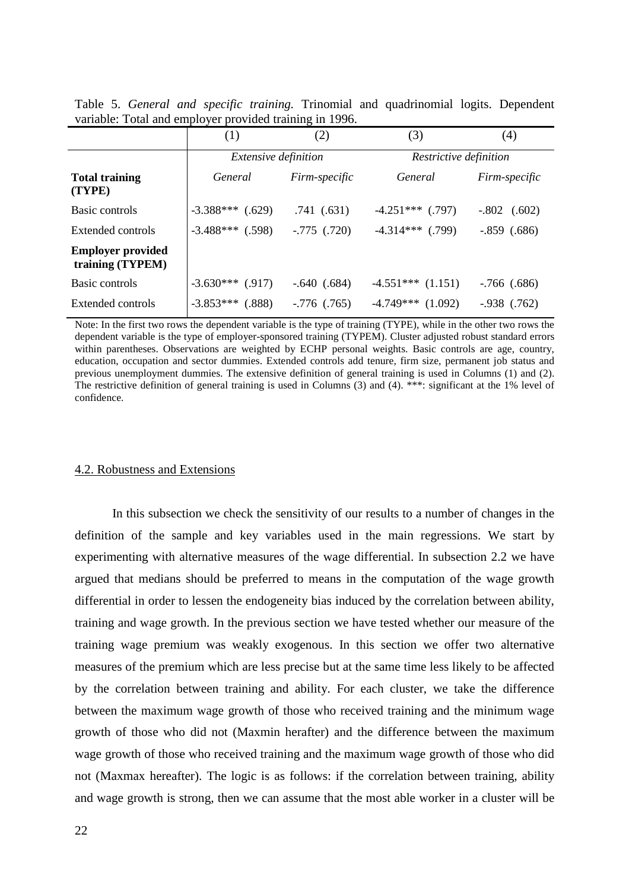Table 5. *General and specific training.* Trinomial and quadrinomial logits. Dependent variable: Total and employer provided training in 1996.

| | (1) | (2) | (3) | (4) |
|---|---|---|---|---|
| | *Extensive definition* | | *Restrictive definition* | |
| **Total training (TYPE)** | *General* | *Firm-specific* | *General* | *Firm-specific* |
| Basic controls | -3.388*** (.629) | .741 (.631) | -4.251*** (.797) | -.802 (.602) |
| Extended controls | -3.488*** (.598) | -.775 (.720) | -4.314*** (.799) | -.859 (.686) |
| **Employer provided training (TYPEM)** | | | | |
| Basic controls | -3.630*** (.917) | -.640 (.684) | -4.551*** (1.151) | -.766 (.686) |
| Extended controls | -3.853*** (.888) | -.776 (.765) | -4.749*** (1.092) | -.938 (.762) |

Note: In the first two rows the dependent variable is the type of training (TYPE), while in the other two rows the dependent variable is the type of employer-sponsored training (TYPEM). Cluster adjusted robust standard errors within parentheses. Observations are weighted by ECHP personal weights. Basic controls are age, country, education, occupation and sector dummies. Extended controls add tenure, firm size, permanent job status and previous unemployment dummies. The extensive definition of general training is used in Columns (1) and (2). The restrictive definition of general training is used in Columns (3) and (4). ***: significant at the 1% level of confidence.

## 4.2. Robustness and Extensions

In this subsection we check the sensitivity of our results to a number of changes in the definition of the sample and key variables used in the main regressions. We start by experimenting with alternative measures of the wage differential. In subsection 2.2 we have argued that medians should be preferred to means in the computation of the wage growth differential in order to lessen the endogeneity bias induced by the correlation between ability, training and wage growth. In the previous section we have tested whether our measure of the training wage premium was weakly exogenous. In this section we offer two alternative measures of the premium which are less precise but at the same time less likely to be affected by the correlation between training and ability. For each cluster, we take the difference between the maximum wage growth of those who received training and the minimum wage growth of those who did not (Maxmin herafter) and the difference between the maximum wage growth of those who received training and the maximum wage growth of those who did not (Maxmax hereafter). The logic is as follows: if the correlation between training, ability and wage growth is strong, then we can assume that the most able worker in a cluster will be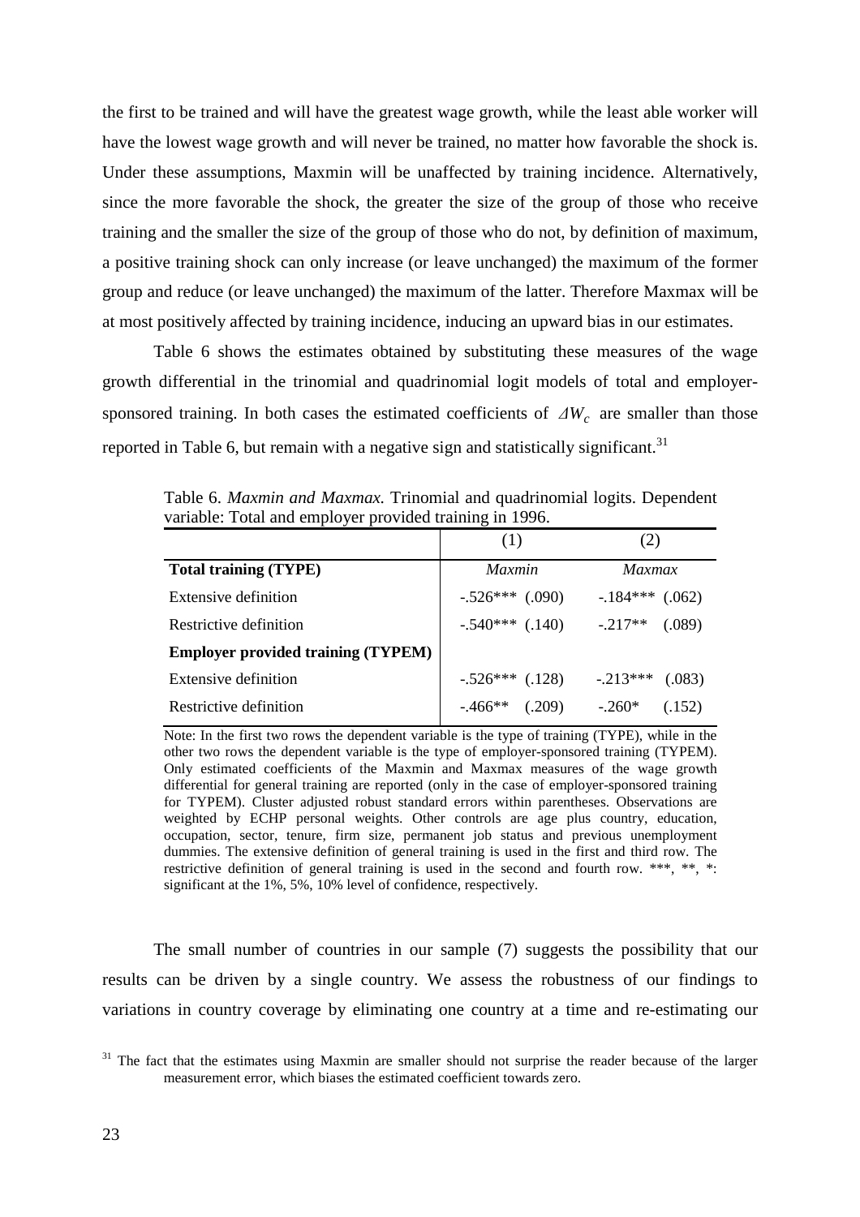the first to be trained and will have the greatest wage growth, while the least able worker will have the lowest wage growth and will never be trained, no matter how favorable the shock is. Under these assumptions, Maxmin will be unaffected by training incidence. Alternatively, since the more favorable the shock, the greater the size of the group of those who receive training and the smaller the size of the group of those who do not, by definition of maximum, a positive training shock can only increase (or leave unchanged) the maximum of the former group and reduce (or leave unchanged) the maximum of the latter. Therefore Maxmax will be at most positively affected by training incidence, inducing an upward bias in our estimates.

Table 6 shows the estimates obtained by substituting these measures of the wage growth differential in the trinomial and quadrinomial logit models of total and employer-sponsored training. In both cases the estimated coefficients of $\Delta W_c$ are smaller than those reported in Table 6, but remain with a negative sign and statistically significant.[31]

Table 6. *Maxmin and Maxmax.* Trinomial and quadrinomial logits. Dependent variable: Total and employer provided training in 1996.

| | (1) | (2) |
|---|---|---|
| **Total training (TYPE)** | *Maxmin* | *Maxmax* |
| Extensive definition | -.526*** (.090) | -.184*** (.062) |
| Restrictive definition | -.540*** (.140) | -.217** (.089) |
| **Employer provided training (TYPEM)** | | |
| Extensive definition | -.526*** (.128) | -.213*** (.083) |
| Restrictive definition | -.466** (.209) | -.260* (.152) |

Note: In the first two rows the dependent variable is the type of training (TYPE), while in the other two rows the dependent variable is the type of employer-sponsored training (TYPEM). Only estimated coefficients of the Maxmin and Maxmax measures of the wage growth differential for general training are reported (only in the case of employer-sponsored training for TYPEM). Cluster adjusted robust standard errors within parentheses. Observations are weighted by ECHP personal weights. Other controls are age plus country, education, occupation, sector, tenure, firm size, permanent job status and previous unemployment dummies. The extensive definition of general training is used in the first and third row. The restrictive definition of general training is used in the second and fourth row. ***, **, *: significant at the 1%, 5%, 10% level of confidence, respectively.

The small number of countries in our sample (7) suggests the possibility that our results can be driven by a single country. We assess the robustness of our findings to variations in country coverage by eliminating one country at a time and re-estimating our

[31] The fact that the estimates using Maxmin are smaller should not surprise the reader because of the larger measurement error, which biases the estimated coefficient towards zero.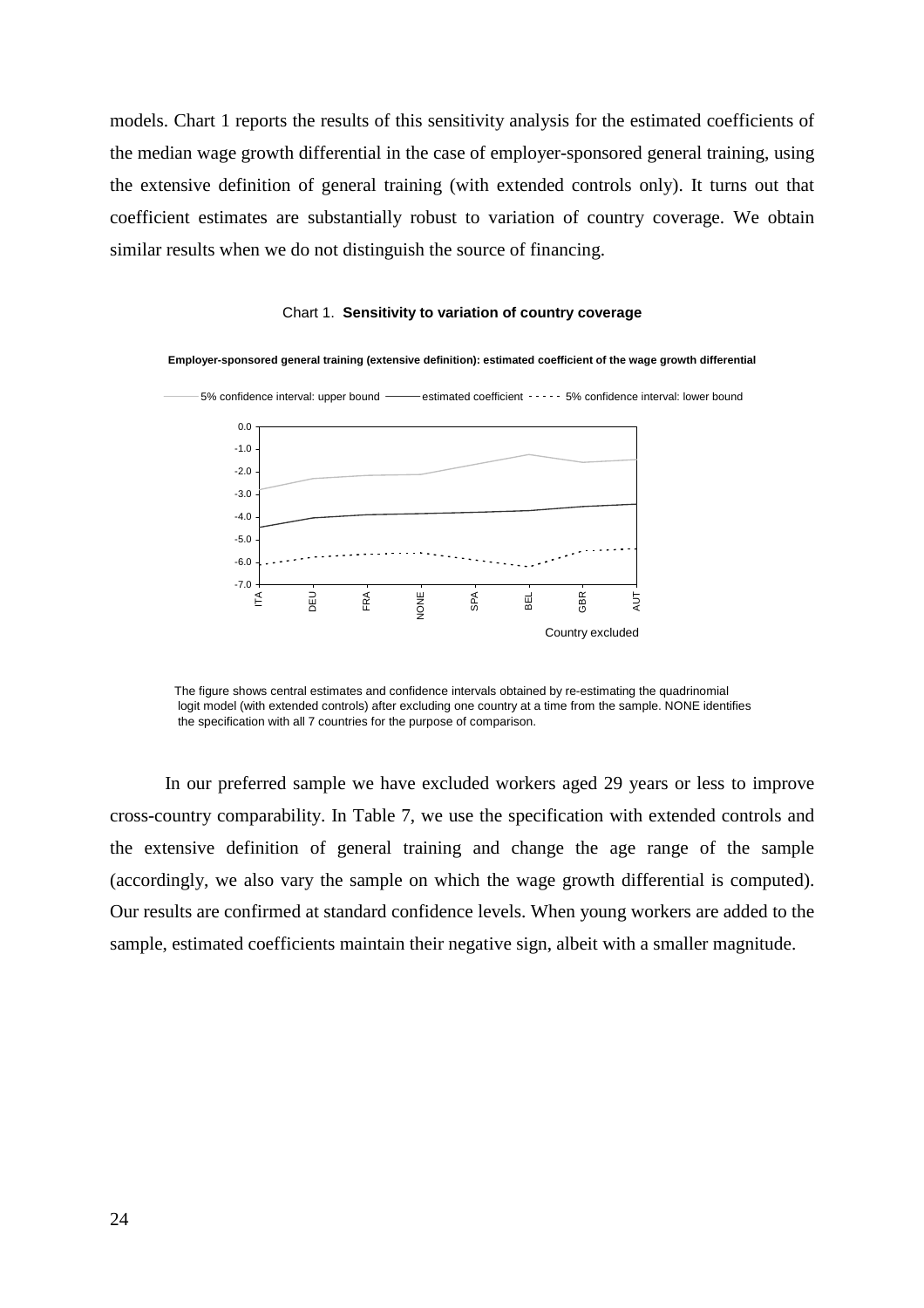models. Chart 1 reports the results of this sensitivity analysis for the estimated coefficients of the median wage growth differential in the case of employer-sponsored general training, using the extensive definition of general training (with extended controls only). It turns out that coefficient estimates are substantially robust to variation of country coverage. We obtain similar results when we do not distinguish the source of financing.

Chart 1. **Sensitivity to variation of country coverage**

**Employer-sponsored general training (extensive definition): estimated coefficient of the wage growth differential**

5% confidence interval: upper bound — estimated coefficient - - - - - 5% confidence interval: lower bound

Country excluded: ITA, DEU, FRA, NONE, SPA, BEL, GBR, AUT

The figure shows central estimates and confidence intervals obtained by re-estimating the quadrinomial logit model (with extended controls) after excluding one country at a time from the sample. NONE identifies the specification with all 7 countries for the purpose of comparison.

In our preferred sample we have excluded workers aged 29 years or less to improve cross-country comparability. In Table 7, we use the specification with extended controls and the extensive definition of general training and change the age range of the sample (accordingly, we also vary the sample on which the wage growth differential is computed). Our results are confirmed at standard confidence levels. When young workers are added to the sample, estimated coefficients maintain their negative sign, albeit with a smaller magnitude.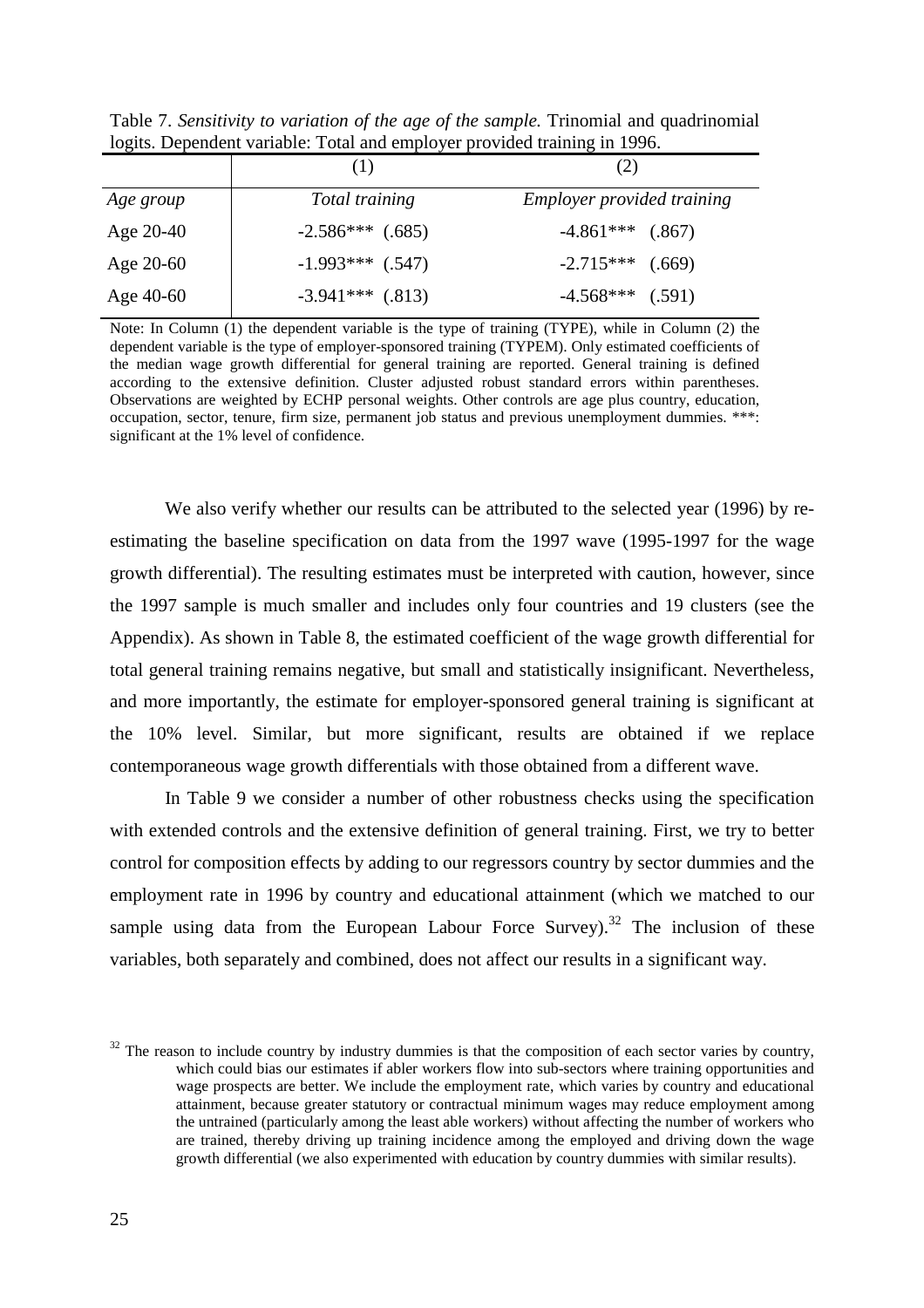Table 7. *Sensitivity to variation of the age of the sample.* Trinomial and quadrinomial logits. Dependent variable: Total and employer provided training in 1996.

| | (1) | (2) |
|---|---|---|
| *Age group* | *Total training* | *Employer provided training* |
| Age 20-40 | -2.586*** (.685) | -4.861*** (.867) |
| Age 20-60 | -1.993*** (.547) | -2.715*** (.669) |
| Age 40-60 | -3.941*** (.813) | -4.568*** (.591) |

Note: In Column (1) the dependent variable is the type of training (TYPE), while in Column (2) the dependent variable is the type of employer-sponsored training (TYPEM). Only estimated coefficients of the median wage growth differential for general training are reported. General training is defined according to the extensive definition. Cluster adjusted robust standard errors within parentheses. Observations are weighted by ECHP personal weights. Other controls are age plus country, education, occupation, sector, tenure, firm size, permanent job status and previous unemployment dummies. ***: significant at the 1% level of confidence.

We also verify whether our results can be attributed to the selected year (1996) by re-estimating the baseline specification on data from the 1997 wave (1995-1997 for the wage growth differential). The resulting estimates must be interpreted with caution, however, since the 1997 sample is much smaller and includes only four countries and 19 clusters (see the Appendix). As shown in Table 8, the estimated coefficient of the wage growth differential for total general training remains negative, but small and statistically insignificant. Nevertheless, and more importantly, the estimate for employer-sponsored general training is significant at the 10% level. Similar, but more significant, results are obtained if we replace contemporaneous wage growth differentials with those obtained from a different wave.

In Table 9 we consider a number of other robustness checks using the specification with extended controls and the extensive definition of general training. First, we try to better control for composition effects by adding to our regressors country by sector dummies and the employment rate in 1996 by country and educational attainment (which we matched to our sample using data from the European Labour Force Survey).[32] The inclusion of these variables, both separately and combined, does not affect our results in a significant way.

[32] The reason to include country by industry dummies is that the composition of each sector varies by country, which could bias our estimates if abler workers flow into sub-sectors where training opportunities and wage prospects are better. We include the employment rate, which varies by country and educational attainment, because greater statutory or contractual minimum wages may reduce employment among the untrained (particularly among the least able workers) without affecting the number of workers who are trained, thereby driving up training incidence among the employed and driving down the wage growth differential (we also experimented with education by country dummies with similar results).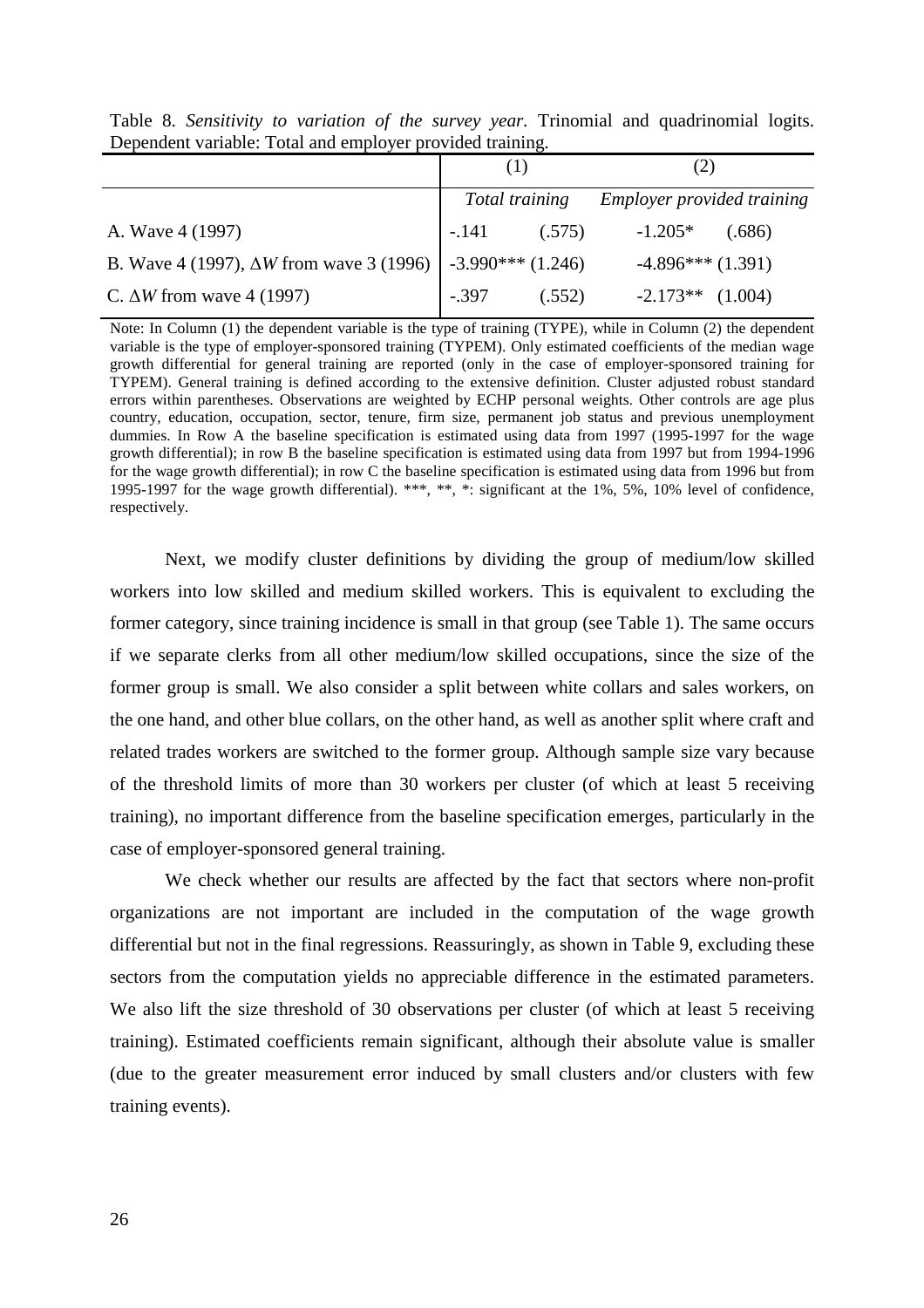Table 8. *Sensitivity to variation of the survey year*. Trinomial and quadrinomial logits. Dependent variable: Total and employer provided training.

| | (1) | | (2) | |
|---|---|---|---|---|
| | *Total training* | | *Employer provided training* | |
| A. Wave 4 (1997) | -.141 | (.575) | -1.205* | (.686) |
| B. Wave 4 (1997), $\Delta W$ from wave 3 (1996) | -3.990*** | (1.246) | -4.896*** | (1.391) |
| C. $\Delta W$ from wave 4 (1997) | -.397 | (.552) | -2.173** | (1.004) |

Note: In Column (1) the dependent variable is the type of training (TYPE), while in Column (2) the dependent variable is the type of employer-sponsored training (TYPEM). Only estimated coefficients of the median wage growth differential for general training are reported (only in the case of employer-sponsored training for TYPEM). General training is defined according to the extensive definition. Cluster adjusted robust standard errors within parentheses. Observations are weighted by ECHP personal weights. Other controls are age plus country, education, occupation, sector, tenure, firm size, permanent job status and previous unemployment dummies. In Row A the baseline specification is estimated using data from 1997 (1995-1997 for the wage growth differential); in row B the baseline specification is estimated using data from 1997 but from 1994-1996 for the wage growth differential); in row C the baseline specification is estimated using data from 1996 but from 1995-1997 for the wage growth differential). ***, **, *: significant at the 1%, 5%, 10% level of confidence, respectively.

Next, we modify cluster definitions by dividing the group of medium/low skilled workers into low skilled and medium skilled workers. This is equivalent to excluding the former category, since training incidence is small in that group (see Table 1). The same occurs if we separate clerks from all other medium/low skilled occupations, since the size of the former group is small. We also consider a split between white collars and sales workers, on the one hand, and other blue collars, on the other hand, as well as another split where craft and related trades workers are switched to the former group. Although sample size vary because of the threshold limits of more than 30 workers per cluster (of which at least 5 receiving training), no important difference from the baseline specification emerges, particularly in the case of employer-sponsored general training.

We check whether our results are affected by the fact that sectors where non-profit organizations are not important are included in the computation of the wage growth differential but not in the final regressions. Reassuringly, as shown in Table 9, excluding these sectors from the computation yields no appreciable difference in the estimated parameters. We also lift the size threshold of 30 observations per cluster (of which at least 5 receiving training). Estimated coefficients remain significant, although their absolute value is smaller (due to the greater measurement error induced by small clusters and/or clusters with few training events).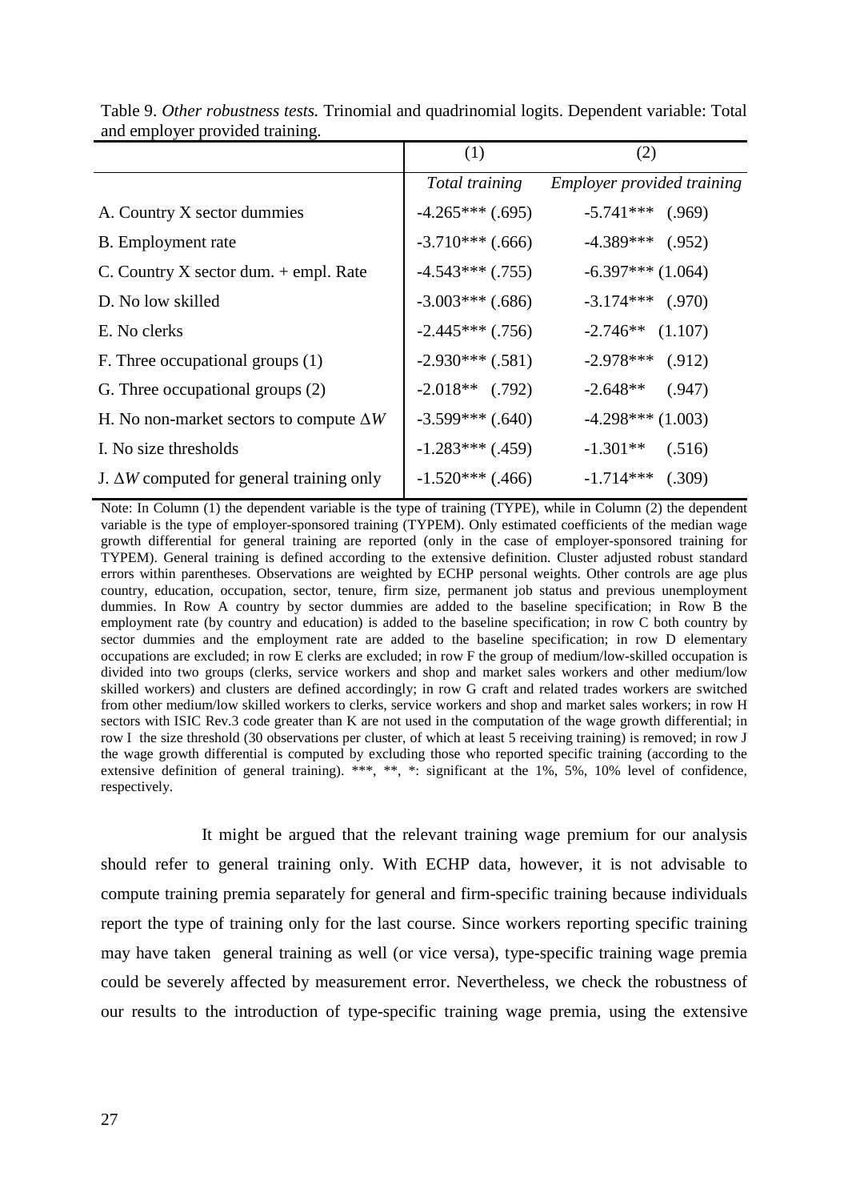Table 9. *Other robustness tests.* Trinomial and quadrinomial logits. Dependent variable: Total and employer provided training.

| | (1) | (2) |
|---|---|---|
| | *Total training* | *Employer provided training* |
| A. Country X sector dummies | -4.265*** (.695) | -5.741*** (.969) |
| B. Employment rate | -3.710*** (.666) | -4.389*** (.952) |
| C. Country X sector dum. + empl. Rate | -4.543*** (.755) | -6.397*** (1.064) |
| D. No low skilled | -3.003*** (.686) | -3.174*** (.970) |
| E. No clerks | -2.445*** (.756) | -2.746** (1.107) |
| F. Three occupational groups (1) | -2.930*** (.581) | -2.978*** (.912) |
| G. Three occupational groups (2) | -2.018** (.792) | -2.648** (.947) |
| H. No non-market sectors to compute $\Delta W$ | -3.599*** (.640) | -4.298*** (1.003) |
| I. No size thresholds | -1.283*** (.459) | -1.301** (.516) |
| J. $\Delta W$ computed for general training only | -1.520*** (.466) | -1.714*** (.309) |

Note: In Column (1) the dependent variable is the type of training (TYPE), while in Column (2) the dependent variable is the type of employer-sponsored training (TYPEM). Only estimated coefficients of the median wage growth differential for general training are reported (only in the case of employer-sponsored training for TYPEM). General training is defined according to the extensive definition. Cluster adjusted robust standard errors within parentheses. Observations are weighted by ECHP personal weights. Other controls are age plus country, education, occupation, sector, tenure, firm size, permanent job status and previous unemployment dummies. In Row A country by sector dummies are added to the baseline specification; in Row B the employment rate (by country and education) is added to the baseline specification; in row C both country by sector dummies and the employment rate are added to the baseline specification; in row D elementary occupations are excluded; in row E clerks are excluded; in row F the group of medium/low-skilled occupation is divided into two groups (clerks, service workers and shop and market sales workers and other medium/low skilled workers) and clusters are defined accordingly; in row G craft and related trades workers are switched from other medium/low skilled workers to clerks, service workers and shop and market sales workers; in row H sectors with ISIC Rev.3 code greater than K are not used in the computation of the wage growth differential; in row I the size threshold (30 observations per cluster, of which at least 5 receiving training) is removed; in row J the wage growth differential is computed by excluding those who reported specific training (according to the extensive definition of general training). ***, **, *: significant at the 1%, 5%, 10% level of confidence, respectively.

It might be argued that the relevant training wage premium for our analysis should refer to general training only. With ECHP data, however, it is not advisable to compute training premia separately for general and firm-specific training because individuals report the type of training only for the last course. Since workers reporting specific training may have taken general training as well (or vice versa), type-specific training wage premia could be severely affected by measurement error. Nevertheless, we check the robustness of our results to the introduction of type-specific training wage premia, using the extensive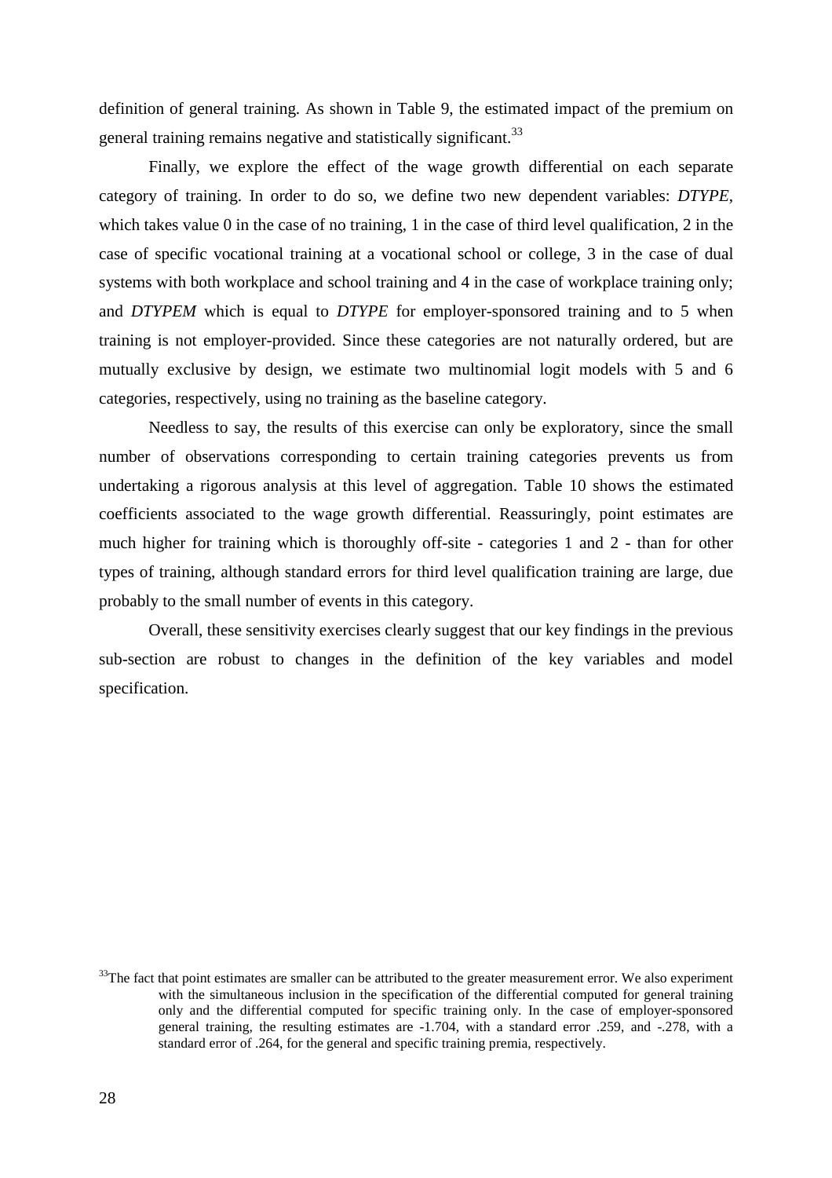definition of general training. As shown in Table 9, the estimated impact of the premium on general training remains negative and statistically significant.[33]

Finally, we explore the effect of the wage growth differential on each separate category of training. In order to do so, we define two new dependent variables: *DTYPE*, which takes value 0 in the case of no training, 1 in the case of third level qualification, 2 in the case of specific vocational training at a vocational school or college, 3 in the case of dual systems with both workplace and school training and 4 in the case of workplace training only; and *DTYPEM* which is equal to *DTYPE* for employer-sponsored training and to 5 when training is not employer-provided. Since these categories are not naturally ordered, but are mutually exclusive by design, we estimate two multinomial logit models with 5 and 6 categories, respectively, using no training as the baseline category.

Needless to say, the results of this exercise can only be exploratory, since the small number of observations corresponding to certain training categories prevents us from undertaking a rigorous analysis at this level of aggregation. Table 10 shows the estimated coefficients associated to the wage growth differential. Reassuringly, point estimates are much higher for training which is thoroughly off-site - categories 1 and 2 - than for other types of training, although standard errors for third level qualification training are large, due probably to the small number of events in this category.

Overall, these sensitivity exercises clearly suggest that our key findings in the previous sub-section are robust to changes in the definition of the key variables and model specification.

[33] The fact that point estimates are smaller can be attributed to the greater measurement error. We also experiment with the simultaneous inclusion in the specification of the differential computed for general training only and the differential computed for specific training only. In the case of employer-sponsored general training, the resulting estimates are -1.704, with a standard error .259, and -.278, with a standard error of .264, for the general and specific training premia, respectively.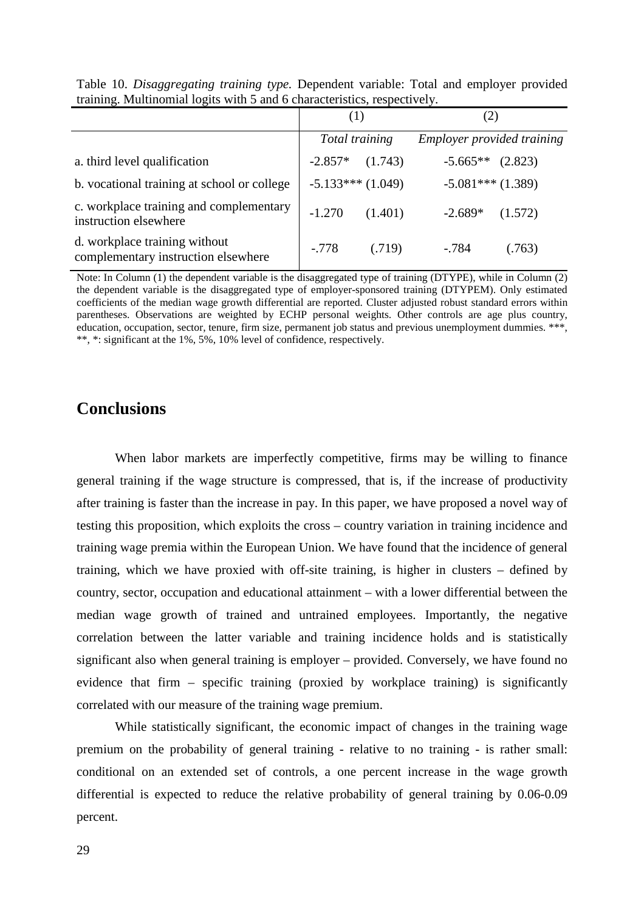Table 10. *Disaggregating training type.* Dependent variable: Total and employer provided training. Multinomial logits with 5 and 6 characteristics, respectively.

| | (1) | | (2) | |
|---|---|---|---|---|
| | *Total training* | | *Employer provided training* | |
| a. third level qualification | -2.857* | (1.743) | -5.665** | (2.823) |
| b. vocational training at school or college | -5.133*** | (1.049) | -5.081*** | (1.389) |
| c. workplace training and complementary instruction elsewhere | -1.270 | (1.401) | -2.689* | (1.572) |
| d. workplace training without complementary instruction elsewhere | -.778 | (.719) | -.784 | (.763) |

Note: In Column (1) the dependent variable is the disaggregated type of training (DTYPE), while in Column (2) the dependent variable is the disaggregated type of employer-sponsored training (DTYPEM). Only estimated coefficients of the median wage growth differential are reported. Cluster adjusted robust standard errors within parentheses. Observations are weighted by ECHP personal weights. Other controls are age plus country, education, occupation, sector, tenure, firm size, permanent job status and previous unemployment dummies. ***, **, *: significant at the 1%, 5%, 10% level of confidence, respectively.

## Conclusions

When labor markets are imperfectly competitive, firms may be willing to finance general training if the wage structure is compressed, that is, if the increase of productivity after training is faster than the increase in pay. In this paper, we have proposed a novel way of testing this proposition, which exploits the cross – country variation in training incidence and training wage premia within the European Union. We have found that the incidence of general training, which we have proxied with off-site training, is higher in clusters – defined by country, sector, occupation and educational attainment – with a lower differential between the median wage growth of trained and untrained employees. Importantly, the negative correlation between the latter variable and training incidence holds and is statistically significant also when general training is employer – provided. Conversely, we have found no evidence that firm – specific training (proxied by workplace training) is significantly correlated with our measure of the training wage premium.

While statistically significant, the economic impact of changes in the training wage premium on the probability of general training - relative to no training - is rather small: conditional on an extended set of controls, a one percent increase in the wage growth differential is expected to reduce the relative probability of general training by 0.06-0.09 percent.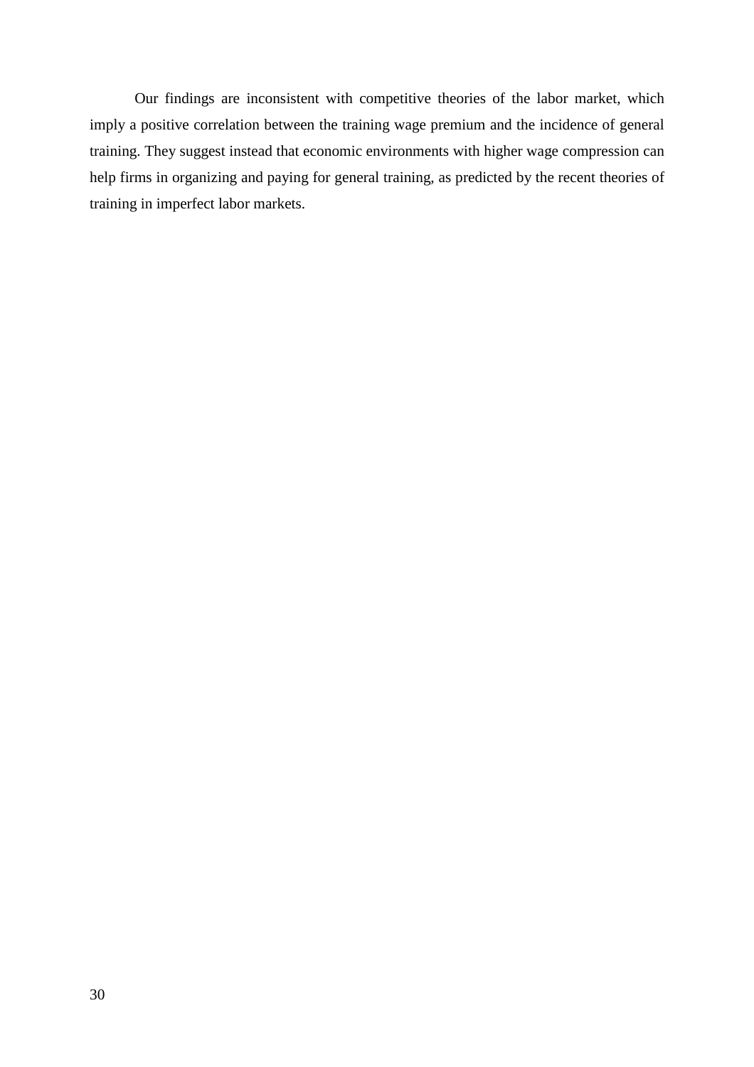Our findings are inconsistent with competitive theories of the labor market, which imply a positive correlation between the training wage premium and the incidence of general training. They suggest instead that economic environments with higher wage compression can help firms in organizing and paying for general training, as predicted by the recent theories of training in imperfect labor markets.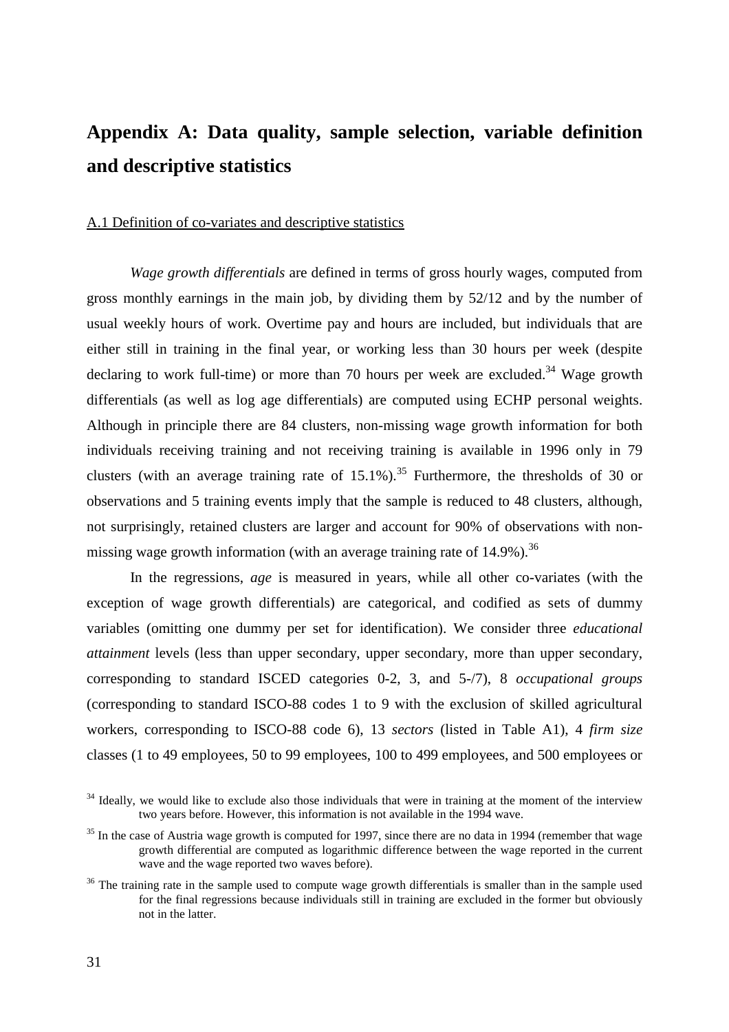# Appendix A: Data quality, sample selection, variable definition and descriptive statistics

A.1 Definition of co-variates and descriptive statistics

*Wage growth differentials* are defined in terms of gross hourly wages, computed from gross monthly earnings in the main job, by dividing them by 52/12 and by the number of usual weekly hours of work. Overtime pay and hours are included, but individuals that are either still in training in the final year, or working less than 30 hours per week (despite declaring to work full-time) or more than 70 hours per week are excluded.[34] Wage growth differentials (as well as log age differentials) are computed using ECHP personal weights. Although in principle there are 84 clusters, non-missing wage growth information for both individuals receiving training and not receiving training is available in 1996 only in 79 clusters (with an average training rate of 15.1%).[35] Furthermore, the thresholds of 30 or observations and 5 training events imply that the sample is reduced to 48 clusters, although, not surprisingly, retained clusters are larger and account for 90% of observations with non-missing wage growth information (with an average training rate of 14.9%).[36]

In the regressions, *age* is measured in years, while all other co-variates (with the exception of wage growth differentials) are categorical, and codified as sets of dummy variables (omitting one dummy per set for identification). We consider three *educational attainment* levels (less than upper secondary, upper secondary, more than upper secondary, corresponding to standard ISCED categories 0-2, 3, and 5-/7), 8 *occupational groups* (corresponding to standard ISCO-88 codes 1 to 9 with the exclusion of skilled agricultural workers, corresponding to ISCO-88 code 6), 13 *sectors* (listed in Table A1), 4 *firm size* classes (1 to 49 employees, 50 to 99 employees, 100 to 499 employees, and 500 employees or

[34] Ideally, we would like to exclude also those individuals that were in training at the moment of the interview two years before. However, this information is not available in the 1994 wave.

[35] In the case of Austria wage growth is computed for 1997, since there are no data in 1994 (remember that wage growth differential are computed as logarithmic difference between the wage reported in the current wave and the wage reported two waves before).

[36] The training rate in the sample used to compute wage growth differentials is smaller than in the sample used for the final regressions because individuals still in training are excluded in the former but obviously not in the latter.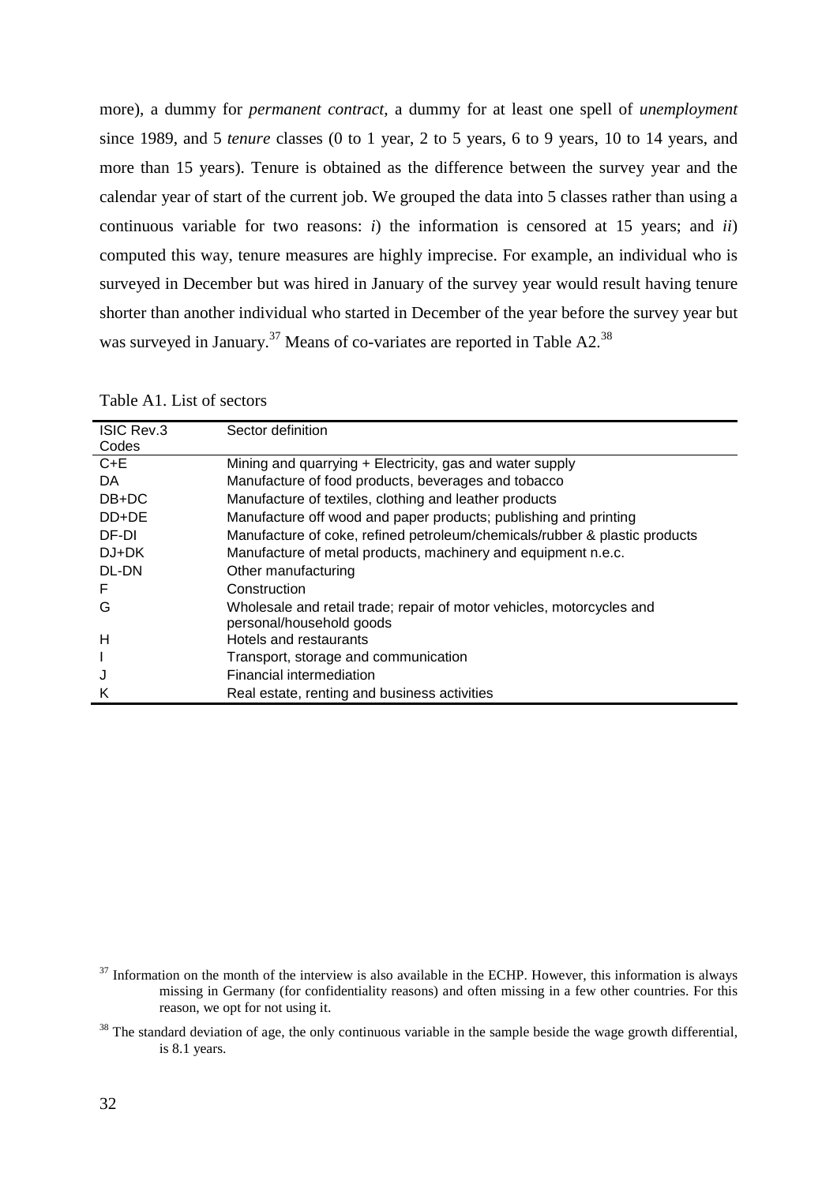more), a dummy for *permanent contract*, a dummy for at least one spell of *unemployment* since 1989, and 5 *tenure* classes (0 to 1 year, 2 to 5 years, 6 to 9 years, 10 to 14 years, and more than 15 years). Tenure is obtained as the difference between the survey year and the calendar year of start of the current job. We grouped the data into 5 classes rather than using a continuous variable for two reasons: *i*) the information is censored at 15 years; and *ii*) computed this way, tenure measures are highly imprecise. For example, an individual who is surveyed in December but was hired in January of the survey year would result having tenure shorter than another individual who started in December of the year before the survey year but was surveyed in January.[37] Means of co-variates are reported in Table A2.[38]

Table A1. List of sectors

| ISIC Rev.3 Codes | Sector definition |
|---|---|
| C+E | Mining and quarrying + Electricity, gas and water supply |
| DA | Manufacture of food products, beverages and tobacco |
| DB+DC | Manufacture of textiles, clothing and leather products |
| DD+DE | Manufacture off wood and paper products; publishing and printing |
| DF-DI | Manufacture of coke, refined petroleum/chemicals/rubber & plastic products |
| DJ+DK | Manufacture of metal products, machinery and equipment n.e.c. |
| DL-DN | Other manufacturing |
| F | Construction |
| G | Wholesale and retail trade; repair of motor vehicles, motorcycles and personal/household goods |
| H | Hotels and restaurants |
| I | Transport, storage and communication |
| J | Financial intermediation |
| K | Real estate, renting and business activities |

[37] Information on the month of the interview is also available in the ECHP. However, this information is always missing in Germany (for confidentiality reasons) and often missing in a few other countries. For this reason, we opt for not using it.

[38] The standard deviation of age, the only continuous variable in the sample beside the wage growth differential, is 8.1 years.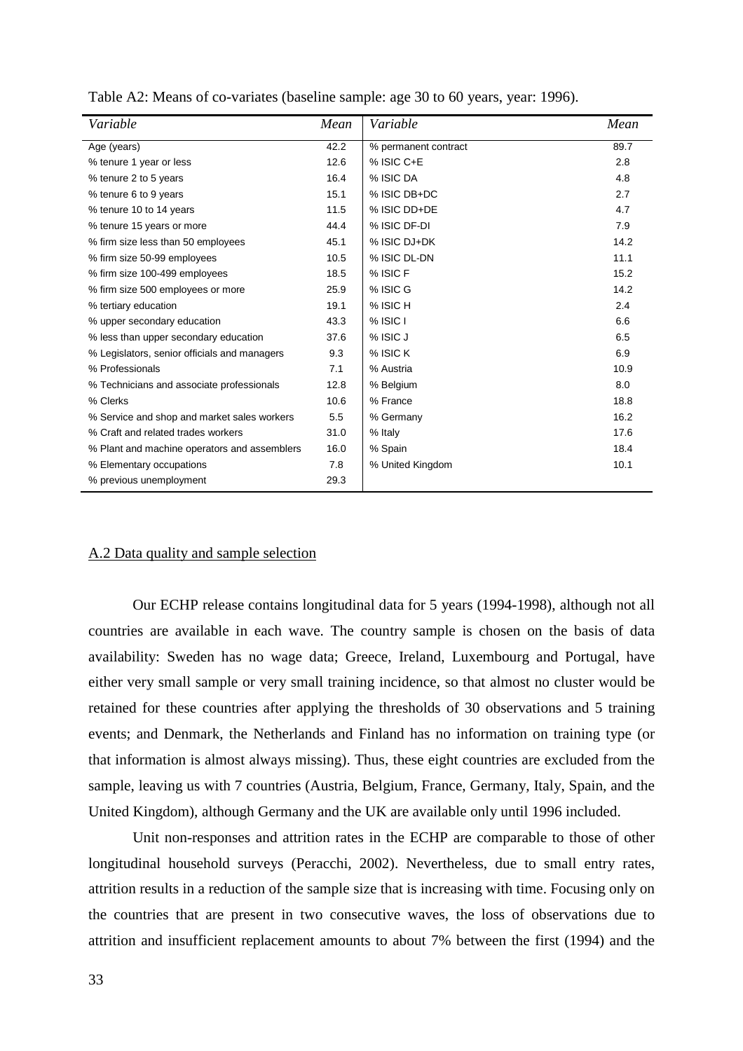Table A2: Means of co-variates (baseline sample: age 30 to 60 years, year: 1996).

| *Variable* | *Mean* | *Variable* | *Mean* |
|---|---|---|---|
| Age (years) | 42.2 | % permanent contract | 89.7 |
| % tenure 1 year or less | 12.6 | % ISIC C+E | 2.8 |
| % tenure 2 to 5 years | 16.4 | % ISIC DA | 4.8 |
| % tenure 6 to 9 years | 15.1 | % ISIC DB+DC | 2.7 |
| % tenure 10 to 14 years | 11.5 | % ISIC DD+DE | 4.7 |
| % tenure 15 years or more | 44.4 | % ISIC DF-DI | 7.9 |
| % firm size less than 50 employees | 45.1 | % ISIC DJ+DK | 14.2 |
| % firm size 50-99 employees | 10.5 | % ISIC DL-DN | 11.1 |
| % firm size 100-499 employees | 18.5 | % ISIC F | 15.2 |
| % firm size 500 employees or more | 25.9 | % ISIC G | 14.2 |
| % tertiary education | 19.1 | % ISIC H | 2.4 |
| % upper secondary education | 43.3 | % ISIC I | 6.6 |
| % less than upper secondary education | 37.6 | % ISIC J | 6.5 |
| % Legislators, senior officials and managers | 9.3 | % ISIC K | 6.9 |
| % Professionals | 7.1 | % Austria | 10.9 |
| % Technicians and associate professionals | 12.8 | % Belgium | 8.0 |
| % Clerks | 10.6 | % France | 18.8 |
| % Service and shop and market sales workers | 5.5 | % Germany | 16.2 |
| % Craft and related trades workers | 31.0 | % Italy | 17.6 |
| % Plant and machine operators and assemblers | 16.0 | % Spain | 18.4 |
| % Elementary occupations | 7.8 | % United Kingdom | 10.1 |
| % previous unemployment | 29.3 | | |

## A.2 Data quality and sample selection

Our ECHP release contains longitudinal data for 5 years (1994-1998), although not all countries are available in each wave. The country sample is chosen on the basis of data availability: Sweden has no wage data; Greece, Ireland, Luxembourg and Portugal, have either very small sample or very small training incidence, so that almost no cluster would be retained for these countries after applying the thresholds of 30 observations and 5 training events; and Denmark, the Netherlands and Finland has no information on training type (or that information is almost always missing). Thus, these eight countries are excluded from the sample, leaving us with 7 countries (Austria, Belgium, France, Germany, Italy, Spain, and the United Kingdom), although Germany and the UK are available only until 1996 included.

Unit non-responses and attrition rates in the ECHP are comparable to those of other longitudinal household surveys (Peracchi, 2002). Nevertheless, due to small entry rates, attrition results in a reduction of the sample size that is increasing with time. Focusing only on the countries that are present in two consecutive waves, the loss of observations due to attrition and insufficient replacement amounts to about 7% between the first (1994) and the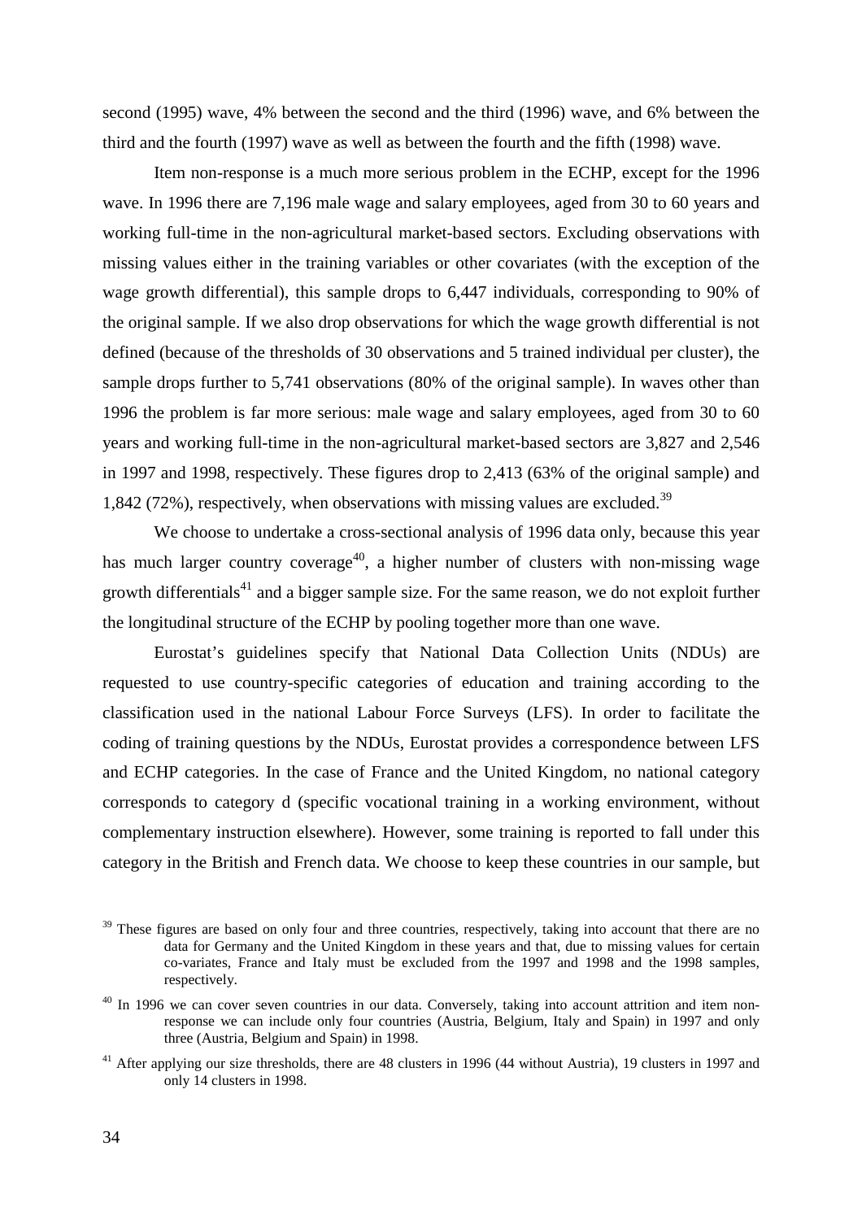second (1995) wave, 4% between the second and the third (1996) wave, and 6% between the third and the fourth (1997) wave as well as between the fourth and the fifth (1998) wave.

Item non-response is a much more serious problem in the ECHP, except for the 1996 wave. In 1996 there are 7,196 male wage and salary employees, aged from 30 to 60 years and working full-time in the non-agricultural market-based sectors. Excluding observations with missing values either in the training variables or other covariates (with the exception of the wage growth differential), this sample drops to 6,447 individuals, corresponding to 90% of the original sample. If we also drop observations for which the wage growth differential is not defined (because of the thresholds of 30 observations and 5 trained individual per cluster), the sample drops further to 5,741 observations (80% of the original sample). In waves other than 1996 the problem is far more serious: male wage and salary employees, aged from 30 to 60 years and working full-time in the non-agricultural market-based sectors are 3,827 and 2,546 in 1997 and 1998, respectively. These figures drop to 2,413 (63% of the original sample) and 1,842 (72%), respectively, when observations with missing values are excluded.[39]

We choose to undertake a cross-sectional analysis of 1996 data only, because this year has much larger country coverage[40], a higher number of clusters with non-missing wage growth differentials[41] and a bigger sample size. For the same reason, we do not exploit further the longitudinal structure of the ECHP by pooling together more than one wave.

Eurostat's guidelines specify that National Data Collection Units (NDUs) are requested to use country-specific categories of education and training according to the classification used in the national Labour Force Surveys (LFS). In order to facilitate the coding of training questions by the NDUs, Eurostat provides a correspondence between LFS and ECHP categories. In the case of France and the United Kingdom, no national category corresponds to category d (specific vocational training in a working environment, without complementary instruction elsewhere). However, some training is reported to fall under this category in the British and French data. We choose to keep these countries in our sample, but

[39] These figures are based on only four and three countries, respectively, taking into account that there are no data for Germany and the United Kingdom in these years and that, due to missing values for certain co-variates, France and Italy must be excluded from the 1997 and 1998 and the 1998 samples, respectively.

[40] In 1996 we can cover seven countries in our data. Conversely, taking into account attrition and item non-response we can include only four countries (Austria, Belgium, Italy and Spain) in 1997 and only three (Austria, Belgium and Spain) in 1998.

[41] After applying our size thresholds, there are 48 clusters in 1996 (44 without Austria), 19 clusters in 1997 and only 14 clusters in 1998.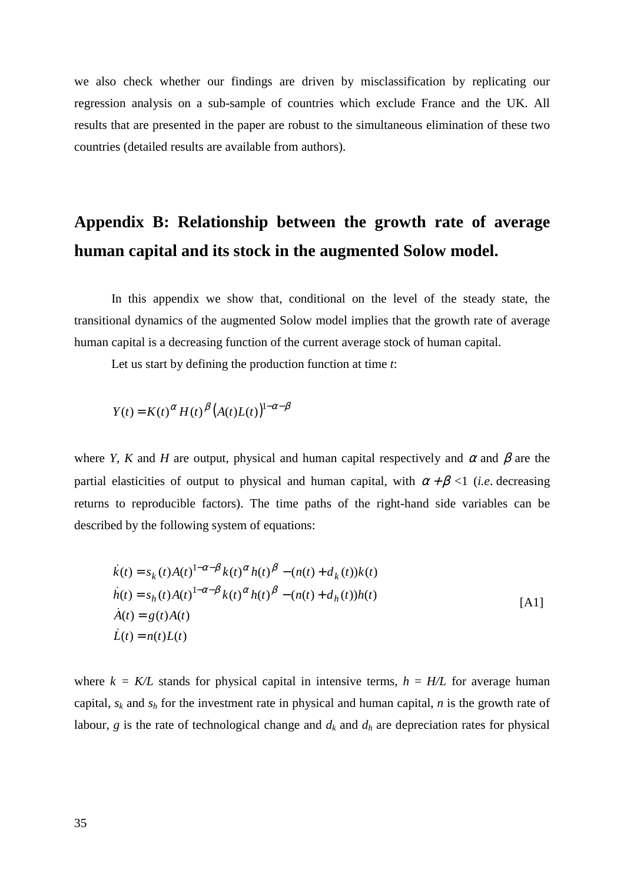we also check whether our findings are driven by misclassification by replicating our regression analysis on a sub-sample of countries which exclude France and the UK. All results that are presented in the paper are robust to the simultaneous elimination of these two countries (detailed results are available from authors).

## Appendix B: Relationship between the growth rate of average human capital and its stock in the augmented Solow model.

In this appendix we show that, conditional on the level of the steady state, the transitional dynamics of the augmented Solow model implies that the growth rate of average human capital is a decreasing function of the current average stock of human capital.

Let us start by defining the production function at time *t*:

$$Y(t) = K(t)^{\alpha} H(t)^{\beta} \left(A(t)L(t)\right)^{1-\alpha-\beta}$$

where *Y*, *K* and *H* are output, physical and human capital respectively and $\alpha$ and $\beta$ are the partial elasticities of output to physical and human capital, with $\alpha + \beta < 1$ (*i.e.* decreasing returns to reproducible factors). The time paths of the right-hand side variables can be described by the following system of equations:

$$\begin{aligned}
\dot{k}(t) &= s_k(t)A(t)^{1-\alpha-\beta}k(t)^{\alpha}h(t)^{\beta} - (n(t) + d_k(t))k(t) \\
\dot{h}(t) &= s_h(t)A(t)^{1-\alpha-\beta}k(t)^{\alpha}h(t)^{\beta} - (n(t) + d_h(t))h(t) \\
\dot{A}(t) &= g(t)A(t) \\
\dot{L}(t) &= n(t)L(t)
\end{aligned} \qquad \text{[A1]}$$

where $k = K/L$ stands for physical capital in intensive terms, $h = H/L$ for average human capital, $s_k$ and $s_h$ for the investment rate in physical and human capital, *n* is the growth rate of labour, *g* is the rate of technological change and $d_k$ and $d_h$ are depreciation rates for physical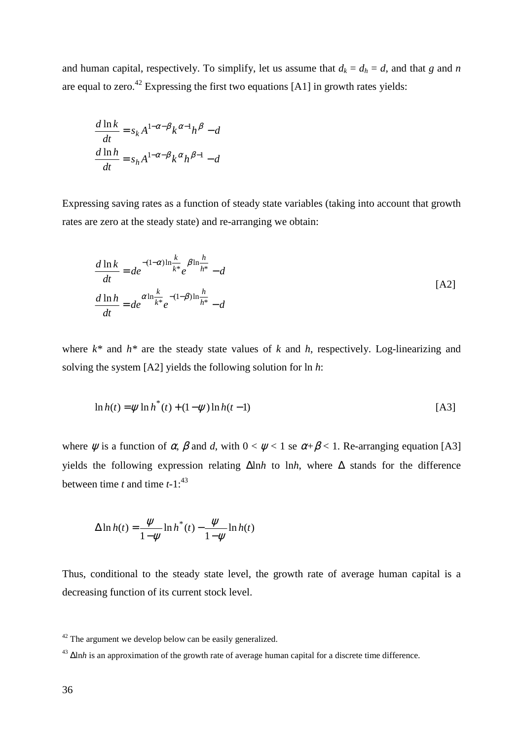and human capital, respectively. To simplify, let us assume that $d_k = d_h = d$, and that $g$ and $n$ are equal to zero.[42] Expressing the first two equations [A1] in growth rates yields:

$$\frac{d\ln k}{dt} = s_k A^{1-\alpha-\beta} k^{\alpha-1} h^{\beta} - d$$
$$\frac{d\ln h}{dt} = s_h A^{1-\alpha-\beta} k^{\alpha} h^{\beta-1} - d$$

Expressing saving rates as a function of steady state variables (taking into account that growth rates are zero at the steady state) and re-arranging we obtain:

$$\begin{aligned} \frac{d\ln k}{dt} &= d e^{-(1-\alpha)\ln\frac{k}{k*}} e^{\beta\ln\frac{h}{h*}} - d \\ \frac{d\ln h}{dt} &= d e^{\alpha\ln\frac{k}{k*}} e^{-(1-\beta)\ln\frac{h}{h*}} - d \end{aligned} \qquad \text{[A2]}$$

where $k^*$ and $h^*$ are the steady state values of $k$ and $h$, respectively. Log-linearizing and solving the system [A2] yields the following solution for $\ln h$:

$$\ln h(t) = \psi \ln h^*(t) + (1-\psi)\ln h(t-1) \qquad \text{[A3]}$$

where $\psi$ is a function of $\alpha$, $\beta$ and $d$, with $0 < \psi < 1$ se $\alpha + \beta < 1$. Re-arranging equation [A3] yields the following expression relating $\Delta\ln h$ to $\ln h$, where $\Delta$ stands for the difference between time $t$ and time $t$-1:[43]

$$\Delta \ln h(t) = \frac{\psi}{1-\psi}\ln h^*(t) - \frac{\psi}{1-\psi}\ln h(t)$$

Thus, conditional to the steady state level, the growth rate of average human capital is a decreasing function of its current stock level.

[42] The argument we develop below can be easily generalized.

[43] $\Delta\ln h$ is an approximation of the growth rate of average human capital for a discrete time difference.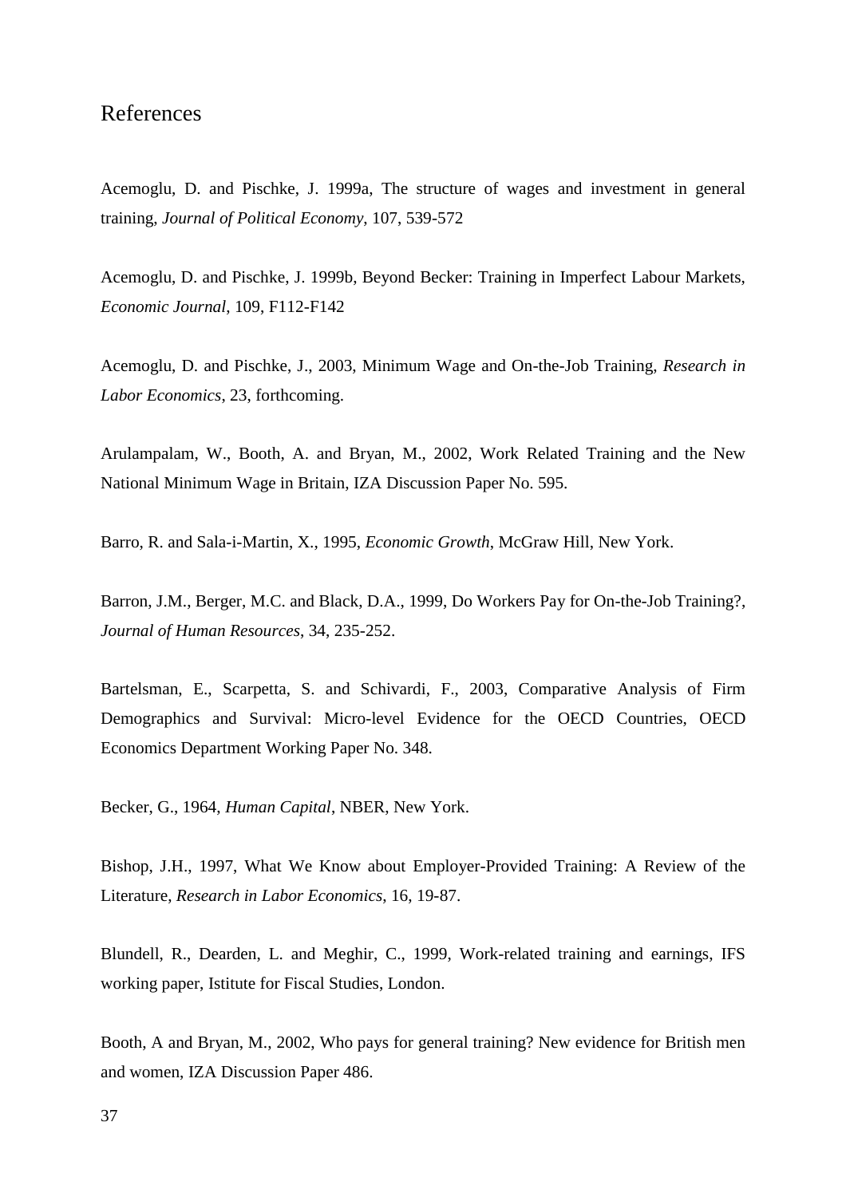## References

Acemoglu, D. and Pischke, J. 1999a, The structure of wages and investment in general training, *Journal of Political Economy*, 107, 539-572

Acemoglu, D. and Pischke, J. 1999b, Beyond Becker: Training in Imperfect Labour Markets, *Economic Journal*, 109, F112-F142

Acemoglu, D. and Pischke, J., 2003, Minimum Wage and On-the-Job Training, *Research in Labor Economics*, 23, forthcoming.

Arulampalam, W., Booth, A. and Bryan, M., 2002, Work Related Training and the New National Minimum Wage in Britain, IZA Discussion Paper No. 595.

Barro, R. and Sala-i-Martin, X., 1995, *Economic Growth*, McGraw Hill, New York.

Barron, J.M., Berger, M.C. and Black, D.A., 1999, Do Workers Pay for On-the-Job Training?, *Journal of Human Resources*, 34, 235-252.

Bartelsman, E., Scarpetta, S. and Schivardi, F., 2003, Comparative Analysis of Firm Demographics and Survival: Micro-level Evidence for the OECD Countries, OECD Economics Department Working Paper No. 348.

Becker, G., 1964, *Human Capital*, NBER, New York.

Bishop, J.H., 1997, What We Know about Employer-Provided Training: A Review of the Literature, *Research in Labor Economics*, 16, 19-87.

Blundell, R., Dearden, L. and Meghir, C., 1999, Work-related training and earnings, IFS working paper, Istitute for Fiscal Studies, London.

Booth, A and Bryan, M., 2002, Who pays for general training? New evidence for British men and women, IZA Discussion Paper 486.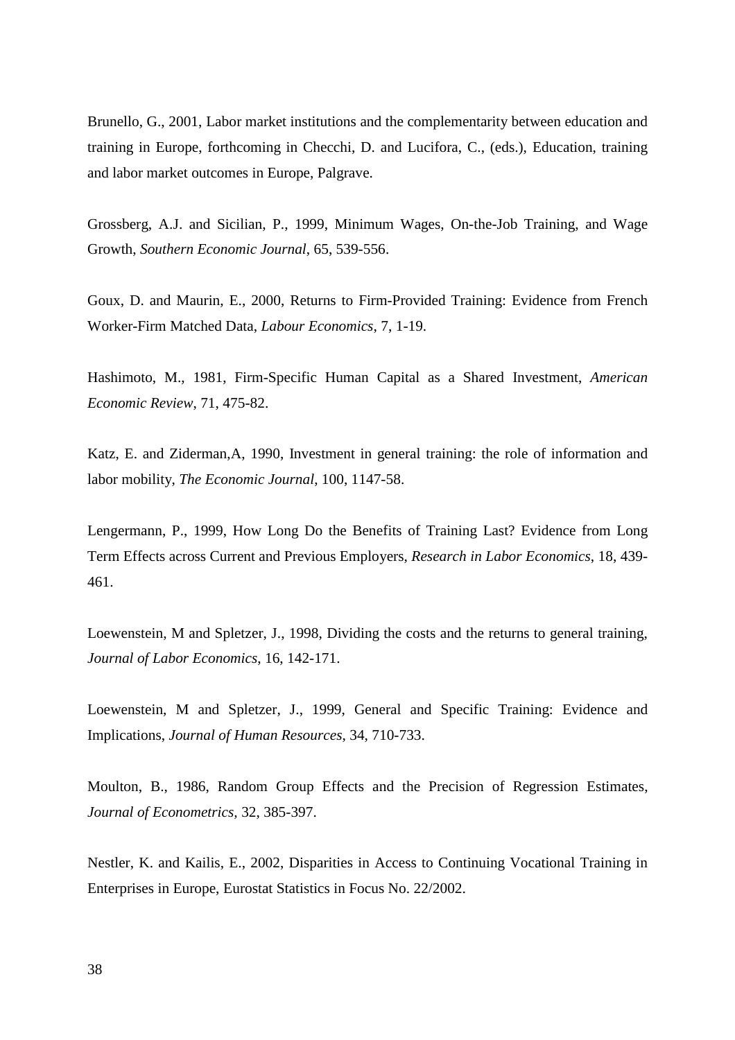Brunello, G., 2001, Labor market institutions and the complementarity between education and training in Europe, forthcoming in Checchi, D. and Lucifora, C., (eds.), Education, training and labor market outcomes in Europe, Palgrave.

Grossberg, A.J. and Sicilian, P., 1999, Minimum Wages, On-the-Job Training, and Wage Growth, *Southern Economic Journal*, 65, 539-556.

Goux, D. and Maurin, E., 2000, Returns to Firm-Provided Training: Evidence from French Worker-Firm Matched Data, *Labour Economics*, 7, 1-19.

Hashimoto, M., 1981, Firm-Specific Human Capital as a Shared Investment, *American Economic Review*, 71, 475-82.

Katz, E. and Ziderman,A, 1990, Investment in general training: the role of information and labor mobility, *The Economic Journal*, 100, 1147-58.

Lengermann, P., 1999, How Long Do the Benefits of Training Last? Evidence from Long Term Effects across Current and Previous Employers, *Research in Labor Economics*, 18, 439-461.

Loewenstein, M and Spletzer, J., 1998, Dividing the costs and the returns to general training, *Journal of Labor Economics*, 16, 142-171.

Loewenstein, M and Spletzer, J., 1999, General and Specific Training: Evidence and Implications, *Journal of Human Resources*, 34, 710-733.

Moulton, B., 1986, Random Group Effects and the Precision of Regression Estimates, *Journal of Econometrics*, 32, 385-397.

Nestler, K. and Kailis, E., 2002, Disparities in Access to Continuing Vocational Training in Enterprises in Europe, Eurostat Statistics in Focus No. 22/2002.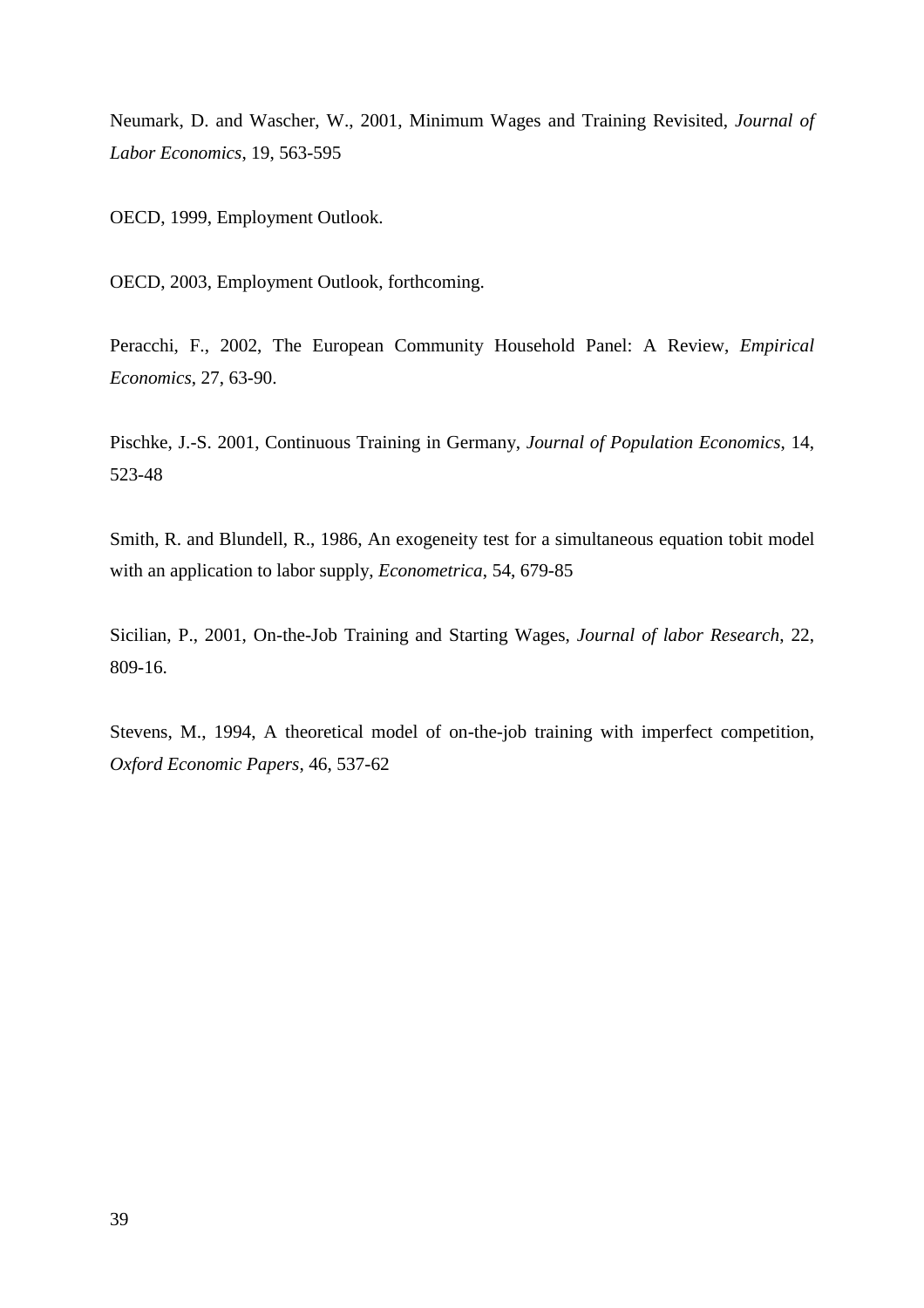Neumark, D. and Wascher, W., 2001, Minimum Wages and Training Revisited, *Journal of Labor Economics*, 19, 563-595

OECD, 1999, Employment Outlook.

OECD, 2003, Employment Outlook, forthcoming.

Peracchi, F., 2002, The European Community Household Panel: A Review, *Empirical Economics*, 27, 63-90.

Pischke, J.-S. 2001, Continuous Training in Germany, *Journal of Population Economics*, 14, 523-48

Smith, R. and Blundell, R., 1986, An exogeneity test for a simultaneous equation tobit model with an application to labor supply, *Econometrica*, 54, 679-85

Sicilian, P., 2001, On-the-Job Training and Starting Wages, *Journal of labor Research*, 22, 809-16.

Stevens, M., 1994, A theoretical model of on-the-job training with imperfect competition, *Oxford Economic Papers*, 46, 537-62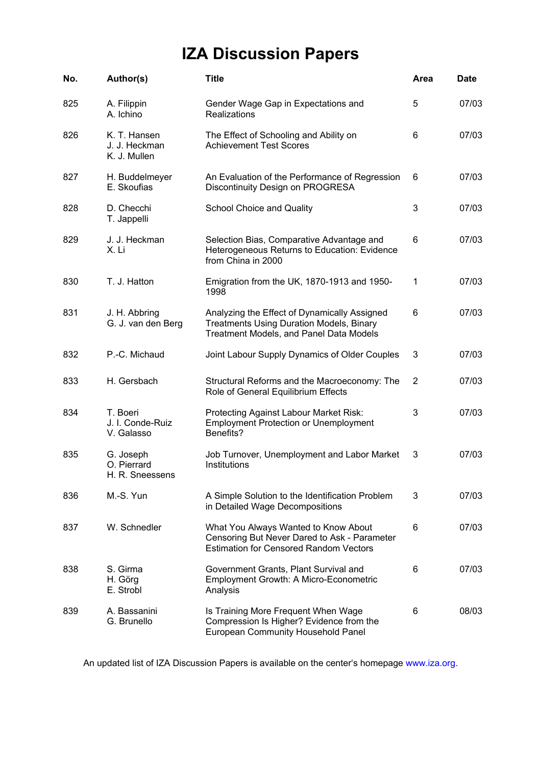# IZA Discussion Papers

| No. | Author(s) | Title | Area | Date |
|---|---|---|---|---|
| 825 | A. Filippin<br>A. Ichino | Gender Wage Gap in Expectations and Realizations | 5 | 07/03 |
| 826 | K. T. Hansen<br>J. J. Heckman<br>K. J. Mullen | The Effect of Schooling and Ability on Achievement Test Scores | 6 | 07/03 |
| 827 | H. Buddelmeyer<br>E. Skoufias | An Evaluation of the Performance of Regression Discontinuity Design on PROGRESA | 6 | 07/03 |
| 828 | D. Checchi<br>T. Jappelli | School Choice and Quality | 3 | 07/03 |
| 829 | J. J. Heckman<br>X. Li | Selection Bias, Comparative Advantage and Heterogeneous Returns to Education: Evidence from China in 2000 | 6 | 07/03 |
| 830 | T. J. Hatton | Emigration from the UK, 1870-1913 and 1950-1998 | 1 | 07/03 |
| 831 | J. H. Abbring<br>G. J. van den Berg | Analyzing the Effect of Dynamically Assigned Treatments Using Duration Models, Binary Treatment Models, and Panel Data Models | 6 | 07/03 |
| 832 | P.-C. Michaud | Joint Labour Supply Dynamics of Older Couples | 3 | 07/03 |
| 833 | H. Gersbach | Structural Reforms and the Macroeconomy: The Role of General Equilibrium Effects | 2 | 07/03 |
| 834 | T. Boeri<br>J. I. Conde-Ruiz<br>V. Galasso | Protecting Against Labour Market Risk: Employment Protection or Unemployment Benefits? | 3 | 07/03 |
| 835 | G. Joseph<br>O. Pierrard<br>H. R. Sneessens | Job Turnover, Unemployment and Labor Market Institutions | 3 | 07/03 |
| 836 | M.-S. Yun | A Simple Solution to the Identification Problem in Detailed Wage Decompositions | 3 | 07/03 |
| 837 | W. Schnedler | What You Always Wanted to Know About Censoring But Never Dared to Ask - Parameter Estimation for Censored Random Vectors | 6 | 07/03 |
| 838 | S. Girma<br>H. Görg<br>E. Strobl | Government Grants, Plant Survival and Employment Growth: A Micro-Econometric Analysis | 6 | 07/03 |
| 839 | A. Bassanini<br>G. Brunello | Is Training More Frequent When Wage Compression Is Higher? Evidence from the European Community Household Panel | 6 | 08/03 |

An updated list of IZA Discussion Papers is available on the center's homepage www.iza.org.